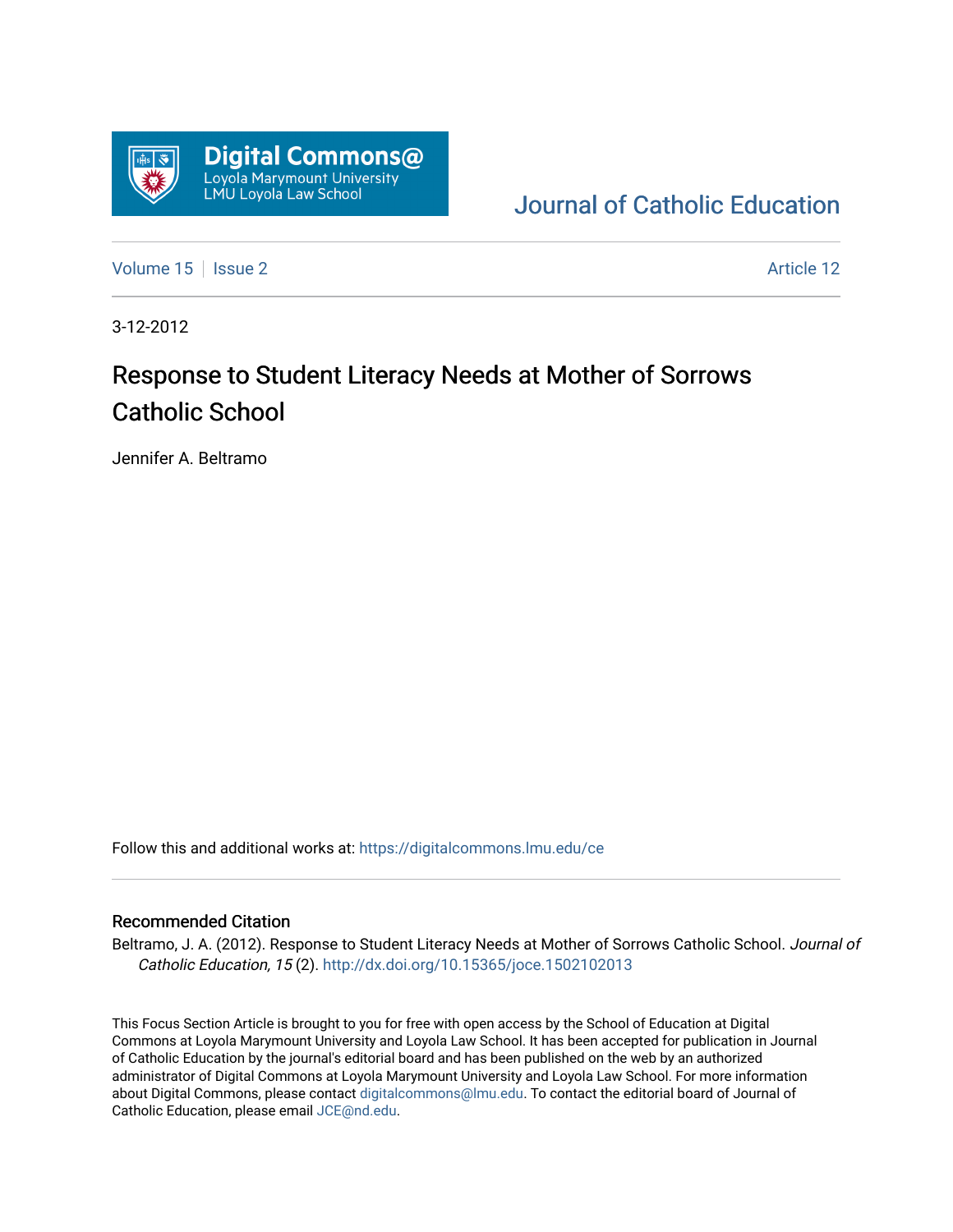Digital Commons@ Loyola Marymount University LMU Loyola Law School

Journal of Catholic Education

Volume 15 | Issue 2 Article 12

3-12-2012

# Response to Student Literacy Needs at Mother of Sorrows Catholic School

Jennifer A. Beltramo

Follow this and additional works at: https://digitalcommons.lmu.edu/ce

## Recommended Citation

Beltramo, J. A. (2012). Response to Student Literacy Needs at Mother of Sorrows Catholic School. *Journal of Catholic Education, 15* (2). http://dx.doi.org/10.15365/joce.1502102013

This Focus Section Article is brought to you for free with open access by the School of Education at Digital Commons at Loyola Marymount University and Loyola Law School. It has been accepted for publication in Journal of Catholic Education by the journal's editorial board and has been published on the web by an authorized administrator of Digital Commons at Loyola Marymount University and Loyola Law School. For more information about Digital Commons, please contact digitalcommons@lmu.edu. To contact the editorial board of Journal of Catholic Education, please email JCE@nd.edu.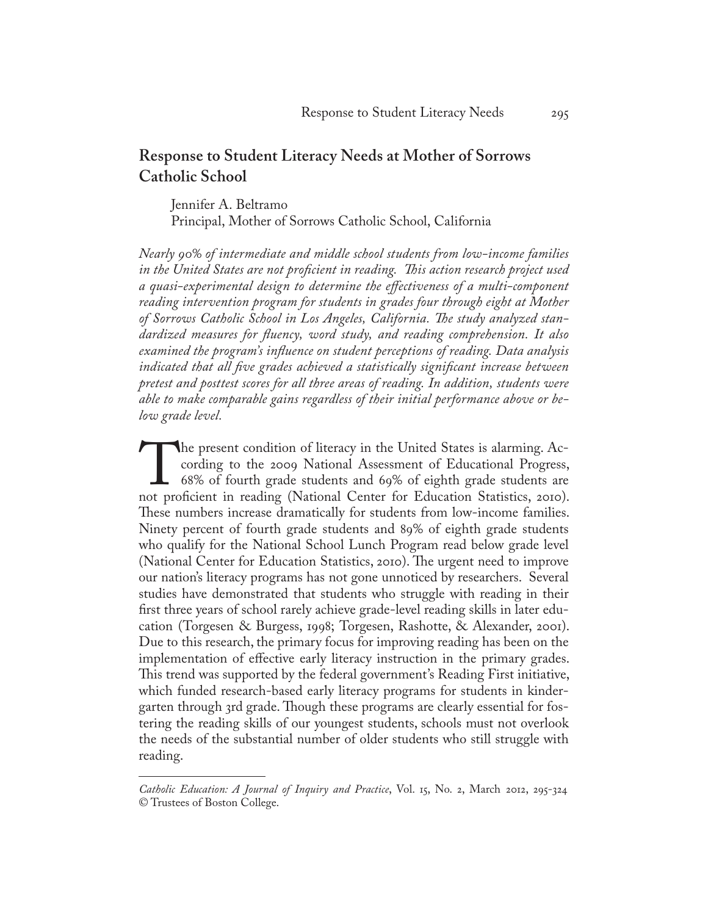## Response to Student Literacy Needs at Mother of Sorrows Catholic School

Jennifer A. Beltramo
Principal, Mother of Sorrows Catholic School, California

*Nearly 90% of intermediate and middle school students from low-income families in the United States are not proficient in reading. This action research project used a quasi-experimental design to determine the effectiveness of a multi-component reading intervention program for students in grades four through eight at Mother of Sorrows Catholic School in Los Angeles, California. The study analyzed standardized measures for fluency, word study, and reading comprehension. It also examined the program's influence on student perceptions of reading. Data analysis indicated that all five grades achieved a statistically significant increase between pretest and posttest scores for all three areas of reading. In addition, students were able to make comparable gains regardless of their initial performance above or below grade level.*

The present condition of literacy in the United States is alarming. According to the 2009 National Assessment of Educational Progress, 68% of fourth grade students and 69% of eighth grade students are not proficient in reading (National Center for Education Statistics, 2010). These numbers increase dramatically for students from low-income families. Ninety percent of fourth grade students and 89% of eighth grade students who qualify for the National School Lunch Program read below grade level (National Center for Education Statistics, 2010). The urgent need to improve our nation's literacy programs has not gone unnoticed by researchers. Several studies have demonstrated that students who struggle with reading in their first three years of school rarely achieve grade-level reading skills in later education (Torgesen & Burgess, 1998; Torgesen, Rashotte, & Alexander, 2001). Due to this research, the primary focus for improving reading has been on the implementation of effective early literacy instruction in the primary grades. This trend was supported by the federal government's Reading First initiative, which funded research-based early literacy programs for students in kindergarten through 3rd grade. Though these programs are clearly essential for fostering the reading skills of our youngest students, schools must not overlook the needs of the substantial number of older students who still struggle with reading.

---

*Catholic Education: A Journal of Inquiry and Practice*, Vol. 15, No. 2, March 2012, 295-324
© Trustees of Boston College.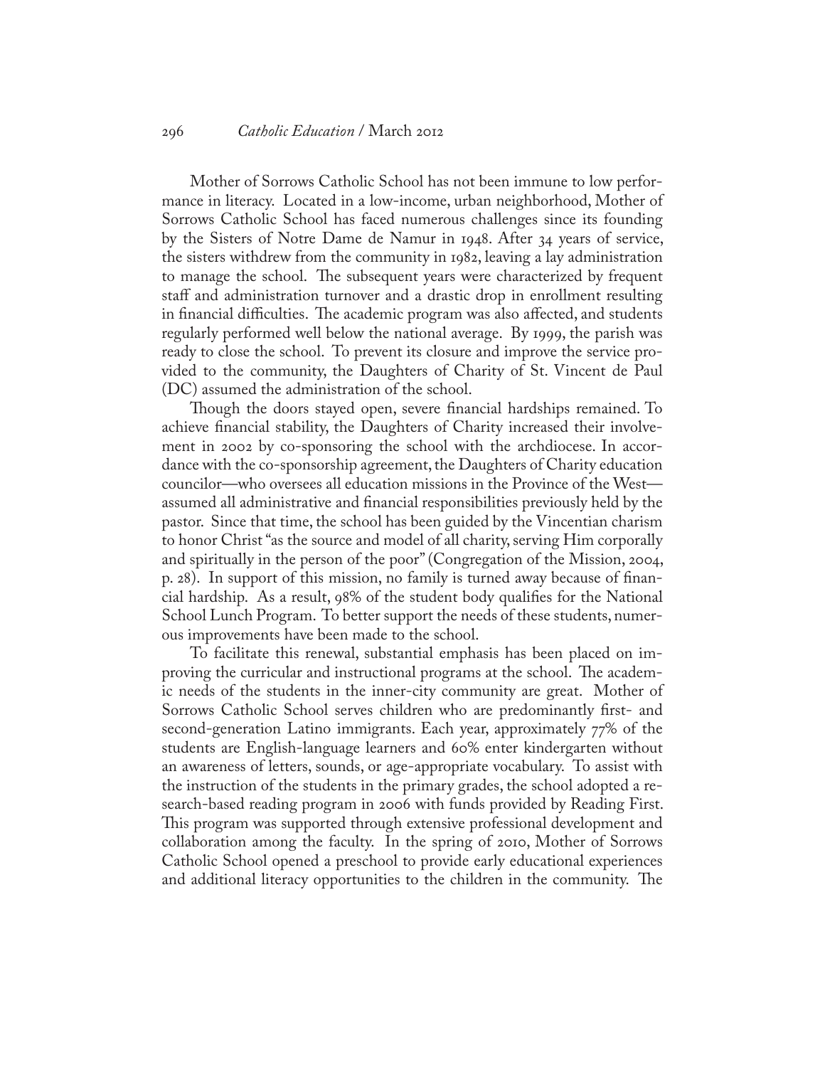Mother of Sorrows Catholic School has not been immune to low performance in literacy. Located in a low-income, urban neighborhood, Mother of Sorrows Catholic School has faced numerous challenges since its founding by the Sisters of Notre Dame de Namur in 1948. After 34 years of service, the sisters withdrew from the community in 1982, leaving a lay administration to manage the school. The subsequent years were characterized by frequent staff and administration turnover and a drastic drop in enrollment resulting in financial difficulties. The academic program was also affected, and students regularly performed well below the national average. By 1999, the parish was ready to close the school. To prevent its closure and improve the service provided to the community, the Daughters of Charity of St. Vincent de Paul (DC) assumed the administration of the school.

Though the doors stayed open, severe financial hardships remained. To achieve financial stability, the Daughters of Charity increased their involvement in 2002 by co-sponsoring the school with the archdiocese. In accordance with the co-sponsorship agreement, the Daughters of Charity education councilor—who oversees all education missions in the Province of the West—assumed all administrative and financial responsibilities previously held by the pastor. Since that time, the school has been guided by the Vincentian charism to honor Christ "as the source and model of all charity, serving Him corporally and spiritually in the person of the poor" (Congregation of the Mission, 2004, p. 28). In support of this mission, no family is turned away because of financial hardship. As a result, 98% of the student body qualifies for the National School Lunch Program. To better support the needs of these students, numerous improvements have been made to the school.

To facilitate this renewal, substantial emphasis has been placed on improving the curricular and instructional programs at the school. The academic needs of the students in the inner-city community are great. Mother of Sorrows Catholic School serves children who are predominantly first- and second-generation Latino immigrants. Each year, approximately 77% of the students are English-language learners and 60% enter kindergarten without an awareness of letters, sounds, or age-appropriate vocabulary. To assist with the instruction of the students in the primary grades, the school adopted a research-based reading program in 2006 with funds provided by Reading First. This program was supported through extensive professional development and collaboration among the faculty. In the spring of 2010, Mother of Sorrows Catholic School opened a preschool to provide early educational experiences and additional literacy opportunities to the children in the community. The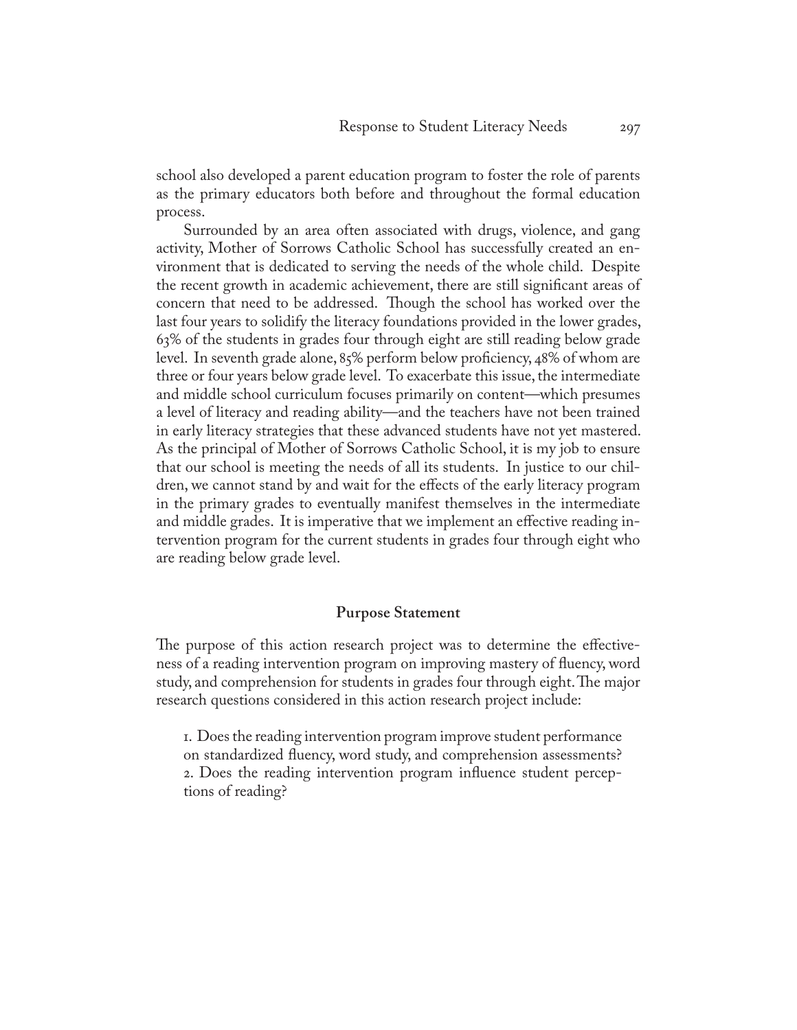school also developed a parent education program to foster the role of parents as the primary educators both before and throughout the formal education process.

Surrounded by an area often associated with drugs, violence, and gang activity, Mother of Sorrows Catholic School has successfully created an environment that is dedicated to serving the needs of the whole child. Despite the recent growth in academic achievement, there are still significant areas of concern that need to be addressed. Though the school has worked over the last four years to solidify the literacy foundations provided in the lower grades, 63% of the students in grades four through eight are still reading below grade level. In seventh grade alone, 85% perform below proficiency, 48% of whom are three or four years below grade level. To exacerbate this issue, the intermediate and middle school curriculum focuses primarily on content—which presumes a level of literacy and reading ability—and the teachers have not been trained in early literacy strategies that these advanced students have not yet mastered. As the principal of Mother of Sorrows Catholic School, it is my job to ensure that our school is meeting the needs of all its students. In justice to our children, we cannot stand by and wait for the effects of the early literacy program in the primary grades to eventually manifest themselves in the intermediate and middle grades. It is imperative that we implement an effective reading intervention program for the current students in grades four through eight who are reading below grade level.

## Purpose Statement

The purpose of this action research project was to determine the effectiveness of a reading intervention program on improving mastery of fluency, word study, and comprehension for students in grades four through eight. The major research questions considered in this action research project include:

1. Does the reading intervention program improve student performance on standardized fluency, word study, and comprehension assessments?
2. Does the reading intervention program influence student perceptions of reading?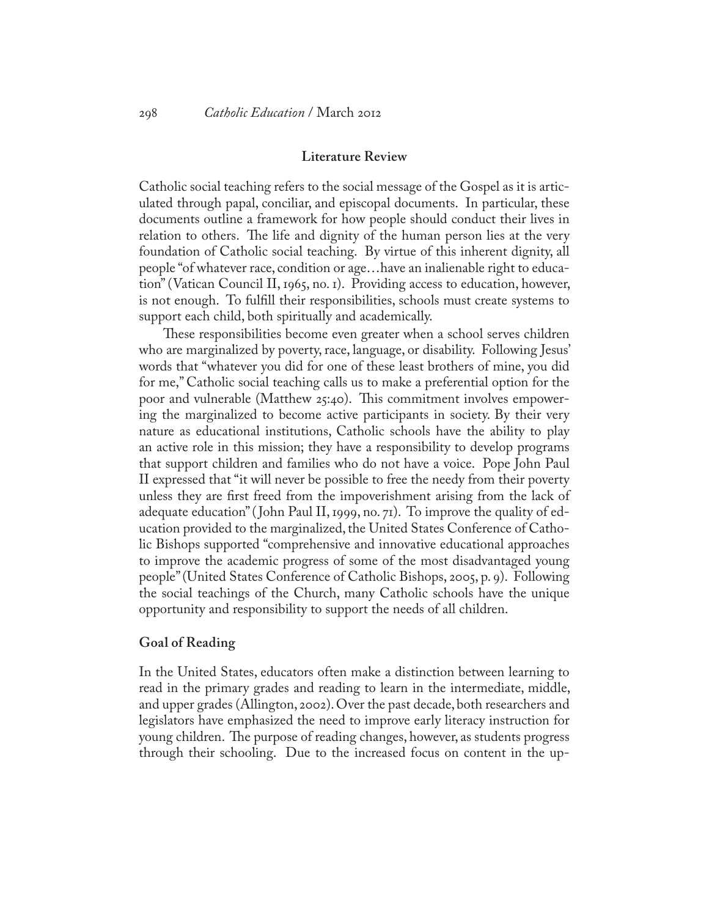## Literature Review

Catholic social teaching refers to the social message of the Gospel as it is articulated through papal, conciliar, and episcopal documents. In particular, these documents outline a framework for how people should conduct their lives in relation to others. The life and dignity of the human person lies at the very foundation of Catholic social teaching. By virtue of this inherent dignity, all people "of whatever race, condition or age…have an inalienable right to education" (Vatican Council II, 1965, no. 1). Providing access to education, however, is not enough. To fulfill their responsibilities, schools must create systems to support each child, both spiritually and academically.

These responsibilities become even greater when a school serves children who are marginalized by poverty, race, language, or disability. Following Jesus' words that "whatever you did for one of these least brothers of mine, you did for me," Catholic social teaching calls us to make a preferential option for the poor and vulnerable (Matthew 25:40). This commitment involves empowering the marginalized to become active participants in society. By their very nature as educational institutions, Catholic schools have the ability to play an active role in this mission; they have a responsibility to develop programs that support children and families who do not have a voice. Pope John Paul II expressed that "it will never be possible to free the needy from their poverty unless they are first freed from the impoverishment arising from the lack of adequate education" (John Paul II, 1999, no. 71). To improve the quality of education provided to the marginalized, the United States Conference of Catholic Bishops supported "comprehensive and innovative educational approaches to improve the academic progress of some of the most disadvantaged young people" (United States Conference of Catholic Bishops, 2005, p. 9). Following the social teachings of the Church, many Catholic schools have the unique opportunity and responsibility to support the needs of all children.

### Goal of Reading

In the United States, educators often make a distinction between learning to read in the primary grades and reading to learn in the intermediate, middle, and upper grades (Allington, 2002). Over the past decade, both researchers and legislators have emphasized the need to improve early literacy instruction for young children. The purpose of reading changes, however, as students progress through their schooling. Due to the increased focus on content in the up-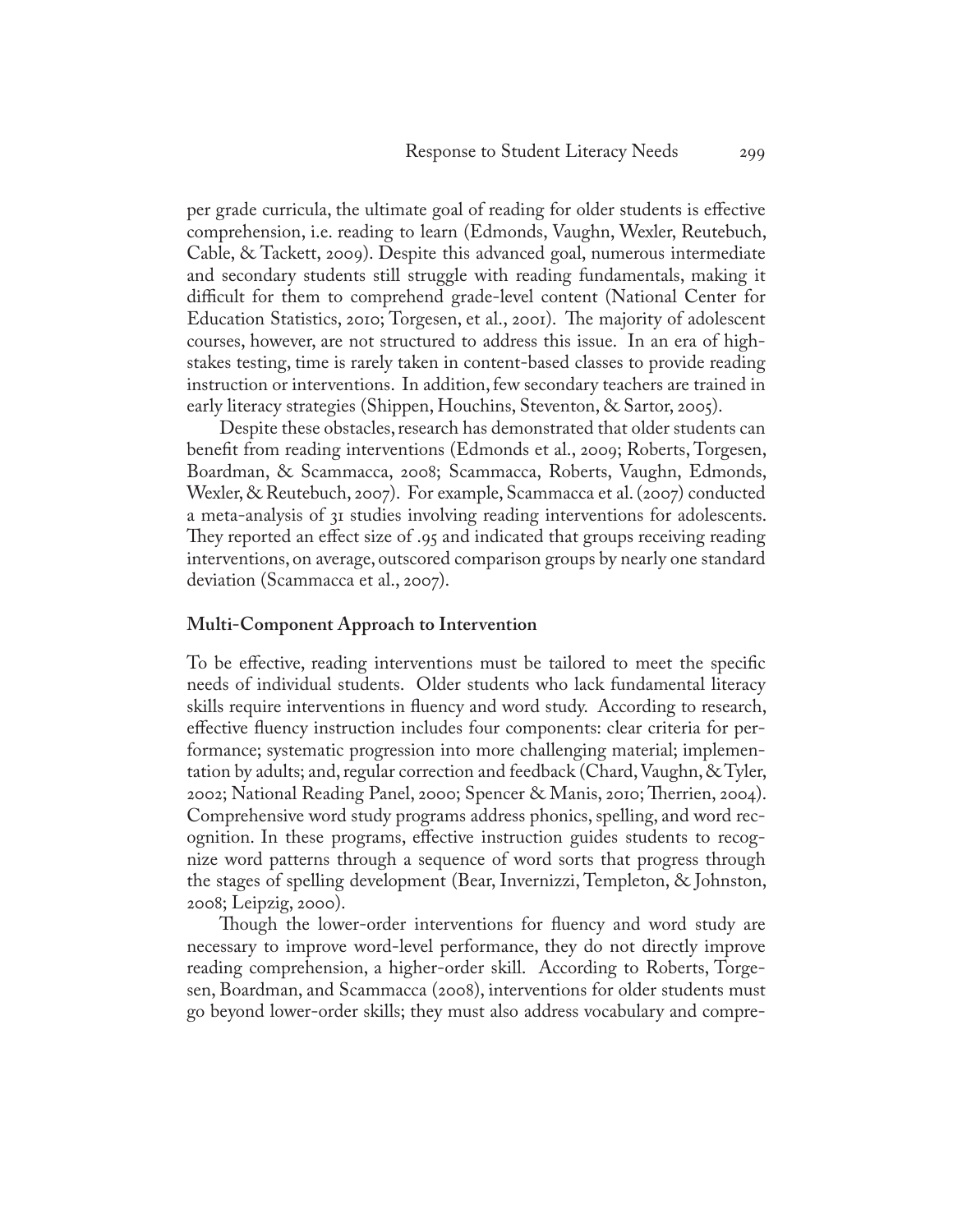per grade curricula, the ultimate goal of reading for older students is effective comprehension, i.e. reading to learn (Edmonds, Vaughn, Wexler, Reutebuch, Cable, & Tackett, 2009). Despite this advanced goal, numerous intermediate and secondary students still struggle with reading fundamentals, making it difficult for them to comprehend grade-level content (National Center for Education Statistics, 2010; Torgesen, et al., 2001). The majority of adolescent courses, however, are not structured to address this issue. In an era of high-stakes testing, time is rarely taken in content-based classes to provide reading instruction or interventions. In addition, few secondary teachers are trained in early literacy strategies (Shippen, Houchins, Steventon, & Sartor, 2005).

Despite these obstacles, research has demonstrated that older students can benefit from reading interventions (Edmonds et al., 2009; Roberts, Torgesen, Boardman, & Scammacca, 2008; Scammacca, Roberts, Vaughn, Edmonds, Wexler, & Reutebuch, 2007). For example, Scammacca et al. (2007) conducted a meta-analysis of 31 studies involving reading interventions for adolescents. They reported an effect size of .95 and indicated that groups receiving reading interventions, on average, outscored comparison groups by nearly one standard deviation (Scammacca et al., 2007).

### Multi-Component Approach to Intervention

To be effective, reading interventions must be tailored to meet the specific needs of individual students. Older students who lack fundamental literacy skills require interventions in fluency and word study. According to research, effective fluency instruction includes four components: clear criteria for performance; systematic progression into more challenging material; implementation by adults; and, regular correction and feedback (Chard, Vaughn, & Tyler, 2002; National Reading Panel, 2000; Spencer & Manis, 2010; Therrien, 2004). Comprehensive word study programs address phonics, spelling, and word recognition. In these programs, effective instruction guides students to recognize word patterns through a sequence of word sorts that progress through the stages of spelling development (Bear, Invernizzi, Templeton, & Johnston, 2008; Leipzig, 2000).

Though the lower-order interventions for fluency and word study are necessary to improve word-level performance, they do not directly improve reading comprehension, a higher-order skill. According to Roberts, Torgesen, Boardman, and Scammacca (2008), interventions for older students must go beyond lower-order skills; they must also address vocabulary and compre-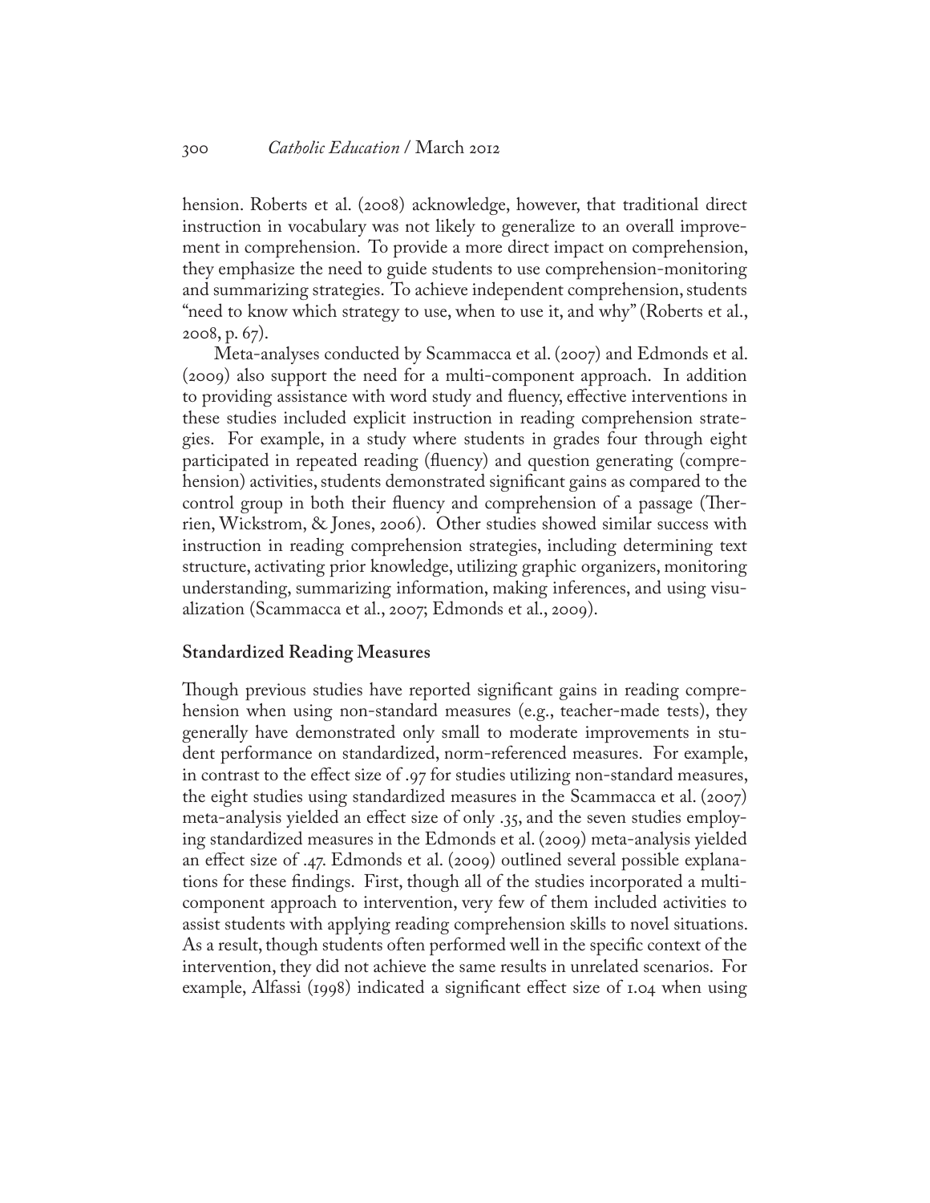hension. Roberts et al. (2008) acknowledge, however, that traditional direct instruction in vocabulary was not likely to generalize to an overall improvement in comprehension. To provide a more direct impact on comprehension, they emphasize the need to guide students to use comprehension-monitoring and summarizing strategies. To achieve independent comprehension, students "need to know which strategy to use, when to use it, and why" (Roberts et al., 2008, p. 67).

Meta-analyses conducted by Scammacca et al. (2007) and Edmonds et al. (2009) also support the need for a multi-component approach. In addition to providing assistance with word study and fluency, effective interventions in these studies included explicit instruction in reading comprehension strategies. For example, in a study where students in grades four through eight participated in repeated reading (fluency) and question generating (comprehension) activities, students demonstrated significant gains as compared to the control group in both their fluency and comprehension of a passage (Therrien, Wickstrom, & Jones, 2006). Other studies showed similar success with instruction in reading comprehension strategies, including determining text structure, activating prior knowledge, utilizing graphic organizers, monitoring understanding, summarizing information, making inferences, and using visualization (Scammacca et al., 2007; Edmonds et al., 2009).

### Standardized Reading Measures

Though previous studies have reported significant gains in reading comprehension when using non-standard measures (e.g., teacher-made tests), they generally have demonstrated only small to moderate improvements in student performance on standardized, norm-referenced measures. For example, in contrast to the effect size of .97 for studies utilizing non-standard measures, the eight studies using standardized measures in the Scammacca et al. (2007) meta-analysis yielded an effect size of only .35, and the seven studies employing standardized measures in the Edmonds et al. (2009) meta-analysis yielded an effect size of .47. Edmonds et al. (2009) outlined several possible explanations for these findings. First, though all of the studies incorporated a multi-component approach to intervention, very few of them included activities to assist students with applying reading comprehension skills to novel situations. As a result, though students often performed well in the specific context of the intervention, they did not achieve the same results in unrelated scenarios. For example, Alfassi (1998) indicated a significant effect size of 1.04 when using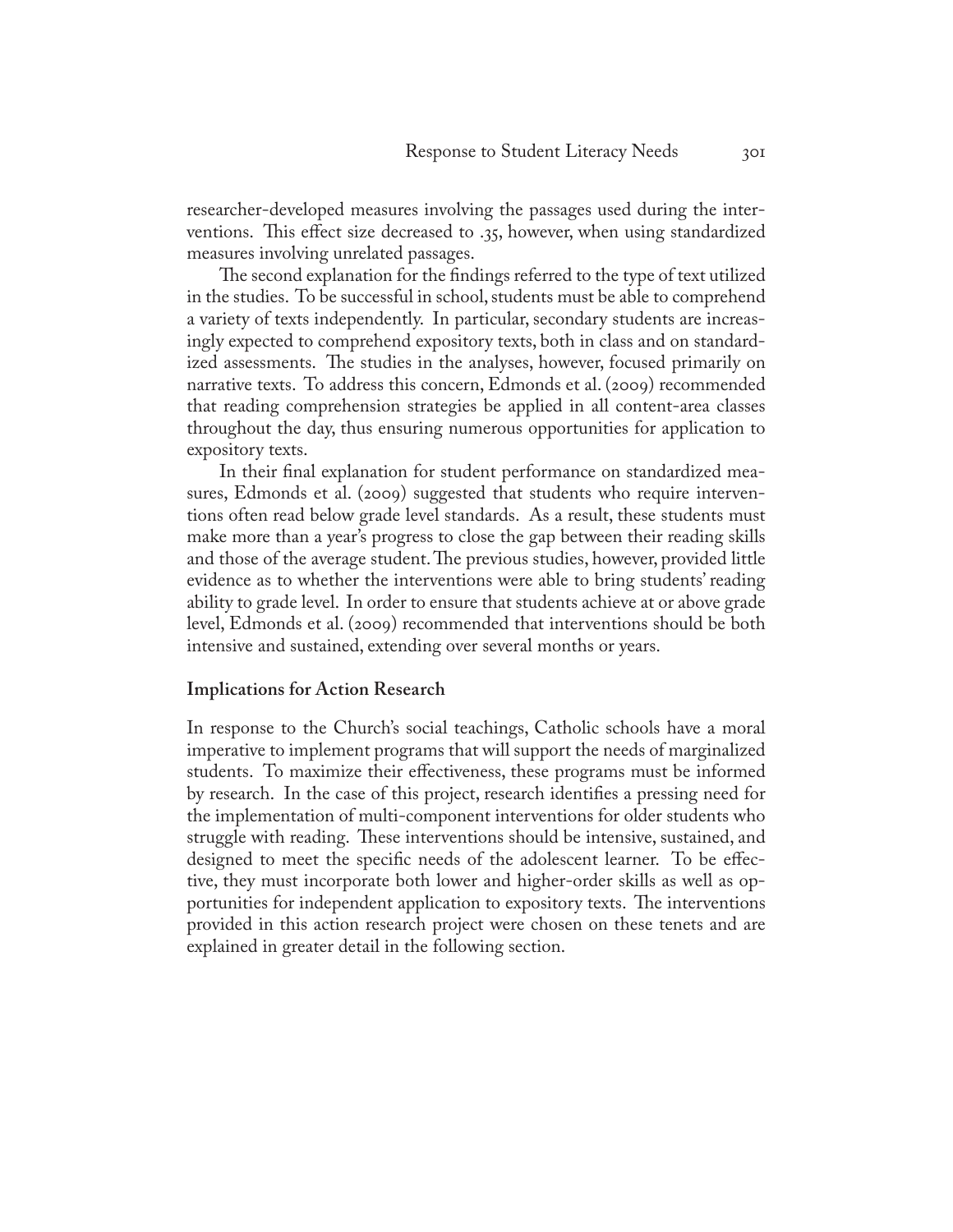researcher-developed measures involving the passages used during the interventions. This effect size decreased to .35, however, when using standardized measures involving unrelated passages.

The second explanation for the findings referred to the type of text utilized in the studies. To be successful in school, students must be able to comprehend a variety of texts independently. In particular, secondary students are increasingly expected to comprehend expository texts, both in class and on standardized assessments. The studies in the analyses, however, focused primarily on narrative texts. To address this concern, Edmonds et al. (2009) recommended that reading comprehension strategies be applied in all content-area classes throughout the day, thus ensuring numerous opportunities for application to expository texts.

In their final explanation for student performance on standardized measures, Edmonds et al. (2009) suggested that students who require interventions often read below grade level standards. As a result, these students must make more than a year's progress to close the gap between their reading skills and those of the average student. The previous studies, however, provided little evidence as to whether the interventions were able to bring students' reading ability to grade level. In order to ensure that students achieve at or above grade level, Edmonds et al. (2009) recommended that interventions should be both intensive and sustained, extending over several months or years.

### Implications for Action Research

In response to the Church's social teachings, Catholic schools have a moral imperative to implement programs that will support the needs of marginalized students. To maximize their effectiveness, these programs must be informed by research. In the case of this project, research identifies a pressing need for the implementation of multi-component interventions for older students who struggle with reading. These interventions should be intensive, sustained, and designed to meet the specific needs of the adolescent learner. To be effective, they must incorporate both lower and higher-order skills as well as opportunities for independent application to expository texts. The interventions provided in this action research project were chosen on these tenets and are explained in greater detail in the following section.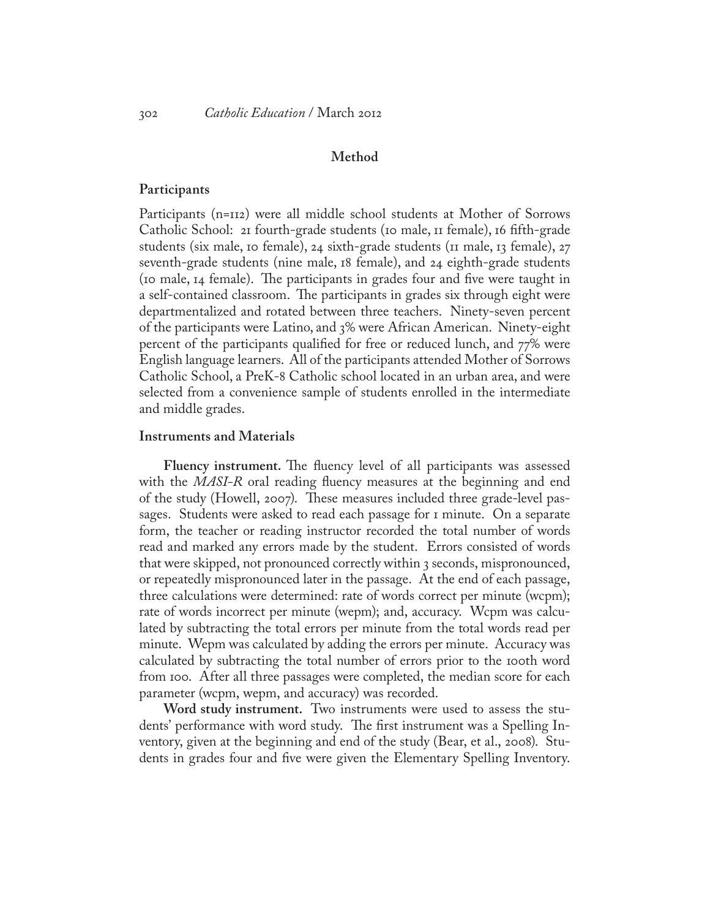## Method

### Participants

Participants (n=112) were all middle school students at Mother of Sorrows Catholic School: 21 fourth-grade students (10 male, 11 female), 16 fifth-grade students (six male, 10 female), 24 sixth-grade students (11 male, 13 female), 27 seventh-grade students (nine male, 18 female), and 24 eighth-grade students (10 male, 14 female). The participants in grades four and five were taught in a self-contained classroom. The participants in grades six through eight were departmentalized and rotated between three teachers. Ninety-seven percent of the participants were Latino, and 3% were African American. Ninety-eight percent of the participants qualified for free or reduced lunch, and 77% were English language learners. All of the participants attended Mother of Sorrows Catholic School, a PreK-8 Catholic school located in an urban area, and were selected from a convenience sample of students enrolled in the intermediate and middle grades.

### Instruments and Materials

**Fluency instrument.** The fluency level of all participants was assessed with the *MASI-R* oral reading fluency measures at the beginning and end of the study (Howell, 2007). These measures included three grade-level passages. Students were asked to read each passage for 1 minute. On a separate form, the teacher or reading instructor recorded the total number of words read and marked any errors made by the student. Errors consisted of words that were skipped, not pronounced correctly within 3 seconds, mispronounced, or repeatedly mispronounced later in the passage. At the end of each passage, three calculations were determined: rate of words correct per minute (wcpm); rate of words incorrect per minute (wepm); and, accuracy. Wcpm was calculated by subtracting the total errors per minute from the total words read per minute. Wepm was calculated by adding the errors per minute. Accuracy was calculated by subtracting the total number of errors prior to the 100th word from 100. After all three passages were completed, the median score for each parameter (wcpm, wepm, and accuracy) was recorded.

**Word study instrument.** Two instruments were used to assess the students' performance with word study. The first instrument was a Spelling Inventory, given at the beginning and end of the study (Bear, et al., 2008). Students in grades four and five were given the Elementary Spelling Inventory.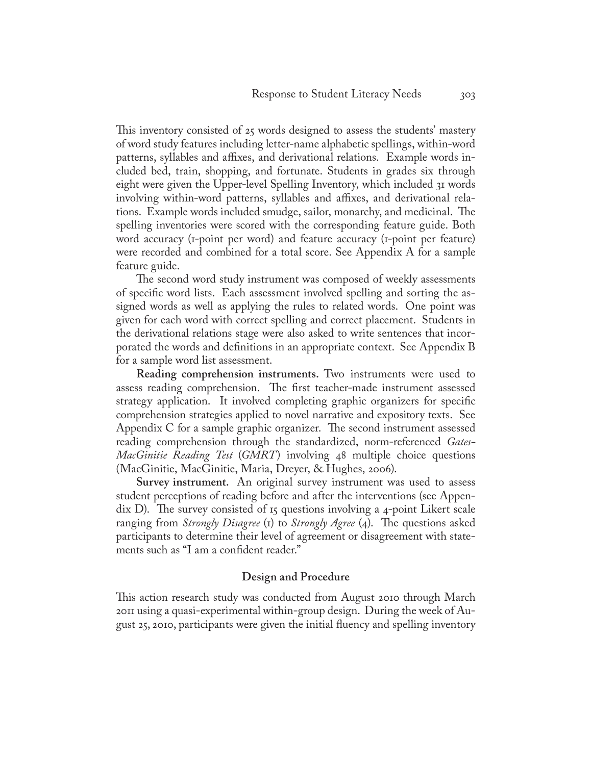This inventory consisted of 25 words designed to assess the students' mastery of word study features including letter-name alphabetic spellings, within-word patterns, syllables and affixes, and derivational relations. Example words included bed, train, shopping, and fortunate. Students in grades six through eight were given the Upper-level Spelling Inventory, which included 31 words involving within-word patterns, syllables and affixes, and derivational relations. Example words included smudge, sailor, monarchy, and medicinal. The spelling inventories were scored with the corresponding feature guide. Both word accuracy (1-point per word) and feature accuracy (1-point per feature) were recorded and combined for a total score. See Appendix A for a sample feature guide.

The second word study instrument was composed of weekly assessments of specific word lists. Each assessment involved spelling and sorting the assigned words as well as applying the rules to related words. One point was given for each word with correct spelling and correct placement. Students in the derivational relations stage were also asked to write sentences that incorporated the words and definitions in an appropriate context. See Appendix B for a sample word list assessment.

**Reading comprehension instruments.** Two instruments were used to assess reading comprehension. The first teacher-made instrument assessed strategy application. It involved completing graphic organizers for specific comprehension strategies applied to novel narrative and expository texts. See Appendix C for a sample graphic organizer. The second instrument assessed reading comprehension through the standardized, norm-referenced *Gates-MacGinitie Reading Test* (*GMRT*) involving 48 multiple choice questions (MacGinitie, MacGinitie, Maria, Dreyer, & Hughes, 2006).

**Survey instrument.** An original survey instrument was used to assess student perceptions of reading before and after the interventions (see Appendix D). The survey consisted of 15 questions involving a 4-point Likert scale ranging from *Strongly Disagree* (1) to *Strongly Agree* (4). The questions asked participants to determine their level of agreement or disagreement with statements such as "I am a confident reader."

### Design and Procedure

This action research study was conducted from August 2010 through March 2011 using a quasi-experimental within-group design. During the week of August 25, 2010, participants were given the initial fluency and spelling inventory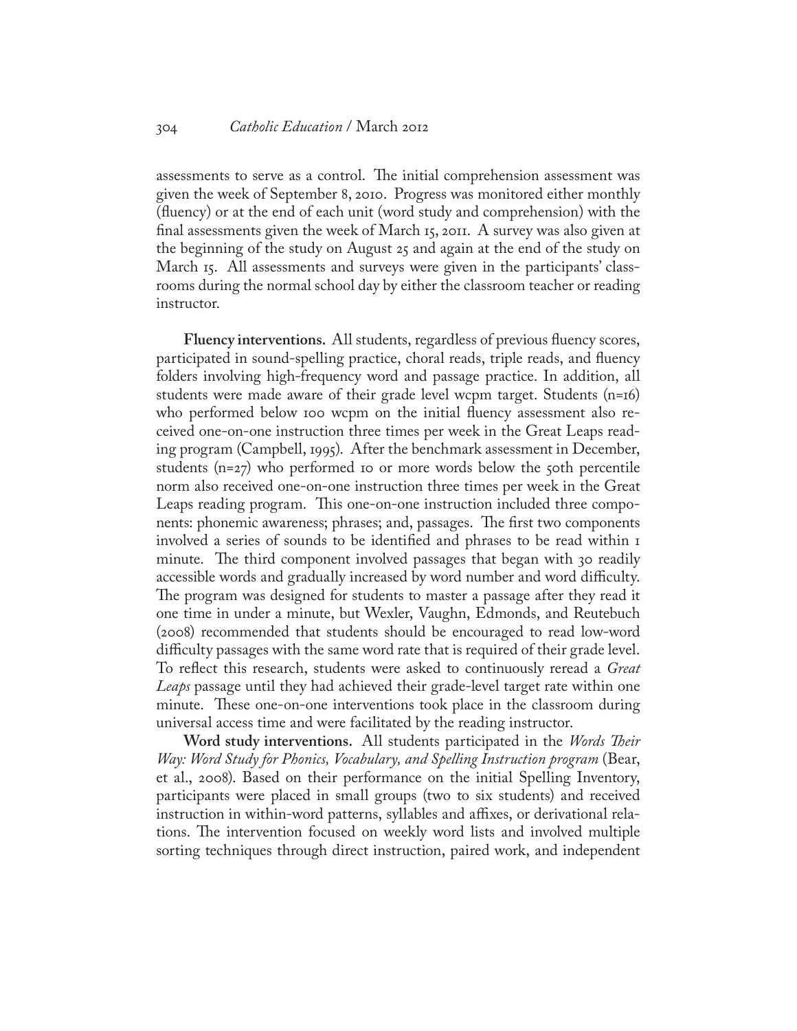assessments to serve as a control. The initial comprehension assessment was given the week of September 8, 2010. Progress was monitored either monthly (fluency) or at the end of each unit (word study and comprehension) with the final assessments given the week of March 15, 2011. A survey was also given at the beginning of the study on August 25 and again at the end of the study on March 15. All assessments and surveys were given in the participants' classrooms during the normal school day by either the classroom teacher or reading instructor.

**Fluency interventions.** All students, regardless of previous fluency scores, participated in sound-spelling practice, choral reads, triple reads, and fluency folders involving high-frequency word and passage practice. In addition, all students were made aware of their grade level wcpm target. Students (n=16) who performed below 100 wcpm on the initial fluency assessment also received one-on-one instruction three times per week in the Great Leaps reading program (Campbell, 1995). After the benchmark assessment in December, students (n=27) who performed 10 or more words below the 50th percentile norm also received one-on-one instruction three times per week in the Great Leaps reading program. This one-on-one instruction included three components: phonemic awareness; phrases; and, passages. The first two components involved a series of sounds to be identified and phrases to be read within 1 minute. The third component involved passages that began with 30 readily accessible words and gradually increased by word number and word difficulty. The program was designed for students to master a passage after they read it one time in under a minute, but Wexler, Vaughn, Edmonds, and Reutebuch (2008) recommended that students should be encouraged to read low-word difficulty passages with the same word rate that is required of their grade level. To reflect this research, students were asked to continuously reread a *Great Leaps* passage until they had achieved their grade-level target rate within one minute. These one-on-one interventions took place in the classroom during universal access time and were facilitated by the reading instructor.

**Word study interventions.** All students participated in the *Words Their Way: Word Study for Phonics, Vocabulary, and Spelling Instruction program* (Bear, et al., 2008). Based on their performance on the initial Spelling Inventory, participants were placed in small groups (two to six students) and received instruction in within-word patterns, syllables and affixes, or derivational relations. The intervention focused on weekly word lists and involved multiple sorting techniques through direct instruction, paired work, and independent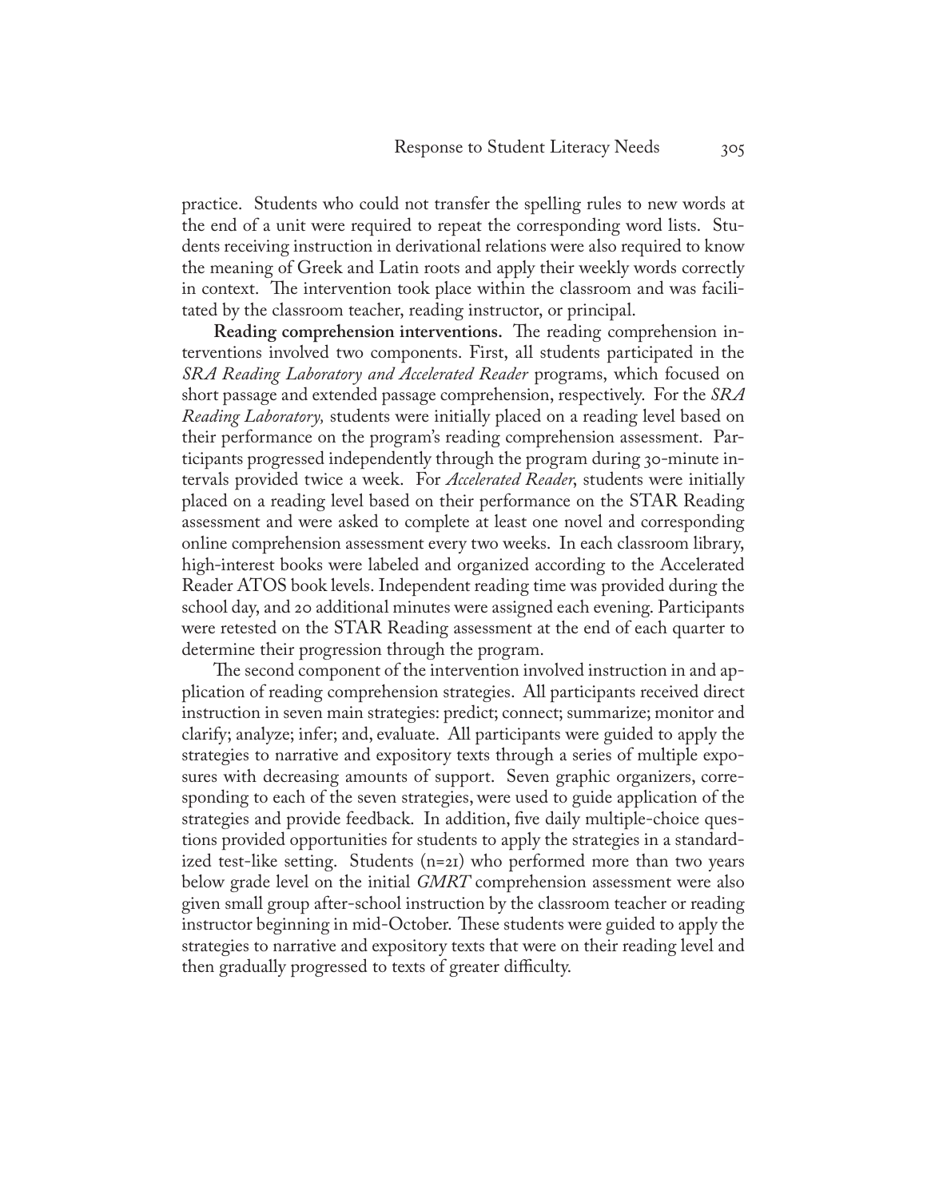practice. Students who could not transfer the spelling rules to new words at the end of a unit were required to repeat the corresponding word lists. Students receiving instruction in derivational relations were also required to know the meaning of Greek and Latin roots and apply their weekly words correctly in context. The intervention took place within the classroom and was facilitated by the classroom teacher, reading instructor, or principal.

**Reading comprehension interventions.** The reading comprehension interventions involved two components. First, all students participated in the *SRA Reading Laboratory and Accelerated Reader* programs, which focused on short passage and extended passage comprehension, respectively. For the *SRA Reading Laboratory,* students were initially placed on a reading level based on their performance on the program's reading comprehension assessment. Participants progressed independently through the program during 30-minute intervals provided twice a week. For *Accelerated Reader*, students were initially placed on a reading level based on their performance on the STAR Reading assessment and were asked to complete at least one novel and corresponding online comprehension assessment every two weeks. In each classroom library, high-interest books were labeled and organized according to the Accelerated Reader ATOS book levels. Independent reading time was provided during the school day, and 20 additional minutes were assigned each evening. Participants were retested on the STAR Reading assessment at the end of each quarter to determine their progression through the program.

The second component of the intervention involved instruction in and application of reading comprehension strategies. All participants received direct instruction in seven main strategies: predict; connect; summarize; monitor and clarify; analyze; infer; and, evaluate. All participants were guided to apply the strategies to narrative and expository texts through a series of multiple exposures with decreasing amounts of support. Seven graphic organizers, corresponding to each of the seven strategies, were used to guide application of the strategies and provide feedback. In addition, five daily multiple-choice questions provided opportunities for students to apply the strategies in a standardized test-like setting. Students (n=21) who performed more than two years below grade level on the initial *GMRT* comprehension assessment were also given small group after-school instruction by the classroom teacher or reading instructor beginning in mid-October. These students were guided to apply the strategies to narrative and expository texts that were on their reading level and then gradually progressed to texts of greater difficulty.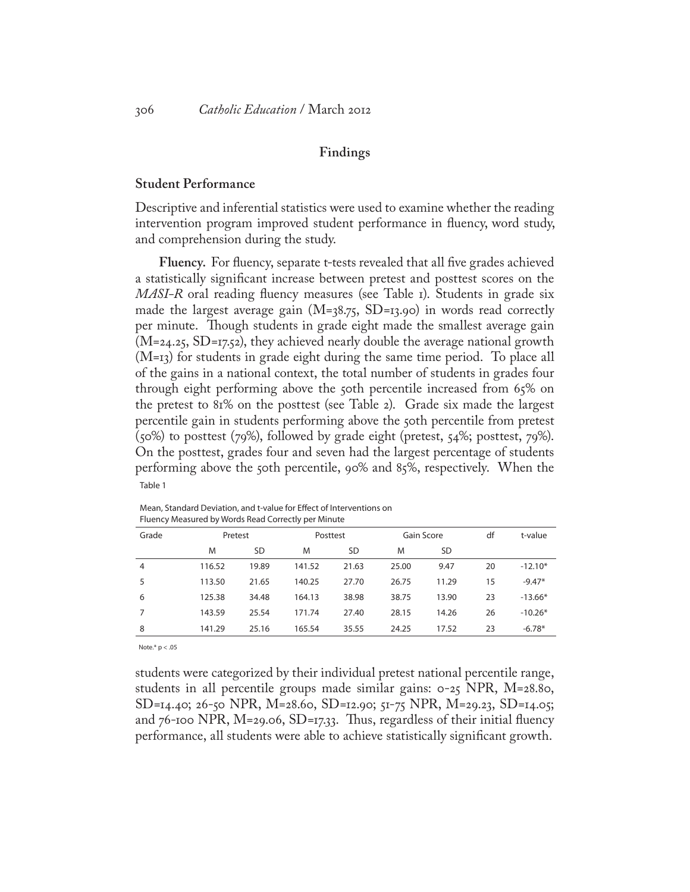## Findings

### Student Performance

Descriptive and inferential statistics were used to examine whether the reading intervention program improved student performance in fluency, word study, and comprehension during the study.

**Fluency.** For fluency, separate t-tests revealed that all five grades achieved a statistically significant increase between pretest and posttest scores on the *MASI-R* oral reading fluency measures (see Table 1). Students in grade six made the largest average gain (M=38.75, SD=13.90) in words read correctly per minute. Though students in grade eight made the smallest average gain (M=24.25, SD=17.52), they achieved nearly double the average national growth (M=13) for students in grade eight during the same time period. To place all of the gains in a national context, the total number of students in grades four through eight performing above the 50th percentile increased from 65% on the pretest to 81% on the posttest (see Table 2). Grade six made the largest percentile gain in students performing above the 50th percentile from pretest (50%) to posttest (79%), followed by grade eight (pretest, 54%; posttest, 79%). On the posttest, grades four and seven had the largest percentage of students performing above the 50th percentile, 90% and 85%, respectively. When the students were categorized by their individual pretest national percentile range, students in all percentile groups made similar gains: 0-25 NPR, M=28.80, SD=14.40; 26-50 NPR, M=28.60, SD=12.90; 51-75 NPR, M=29.23, SD=14.05; and 76-100 NPR, M=29.06, SD=17.33. Thus, regardless of their initial fluency performance, all students were able to achieve statistically significant growth.

Table 1

Mean, Standard Deviation, and t-value for Effect of Interventions on Fluency Measured by Words Read Correctly per Minute

| Grade | Pretest | | Posttest | | Gain Score | | df | t-value |
|---|---|---|---|---|---|---|---|---|
| | M | SD | M | SD | M | SD | | |
| 4 | 116.52 | 19.89 | 141.52 | 21.63 | 25.00 | 9.47 | 20 | -12.10* |
| 5 | 113.50 | 21.65 | 140.25 | 27.70 | 26.75 | 11.29 | 15 | -9.47* |
| 6 | 125.38 | 34.48 | 164.13 | 38.98 | 38.75 | 13.90 | 23 | -13.66* |
| 7 | 143.59 | 25.54 | 171.74 | 27.40 | 28.15 | 14.26 | 26 | -10.26* |
| 8 | 141.29 | 25.16 | 165.54 | 35.55 | 24.25 | 17.52 | 23 | -6.78* |

Note.* $p < .05$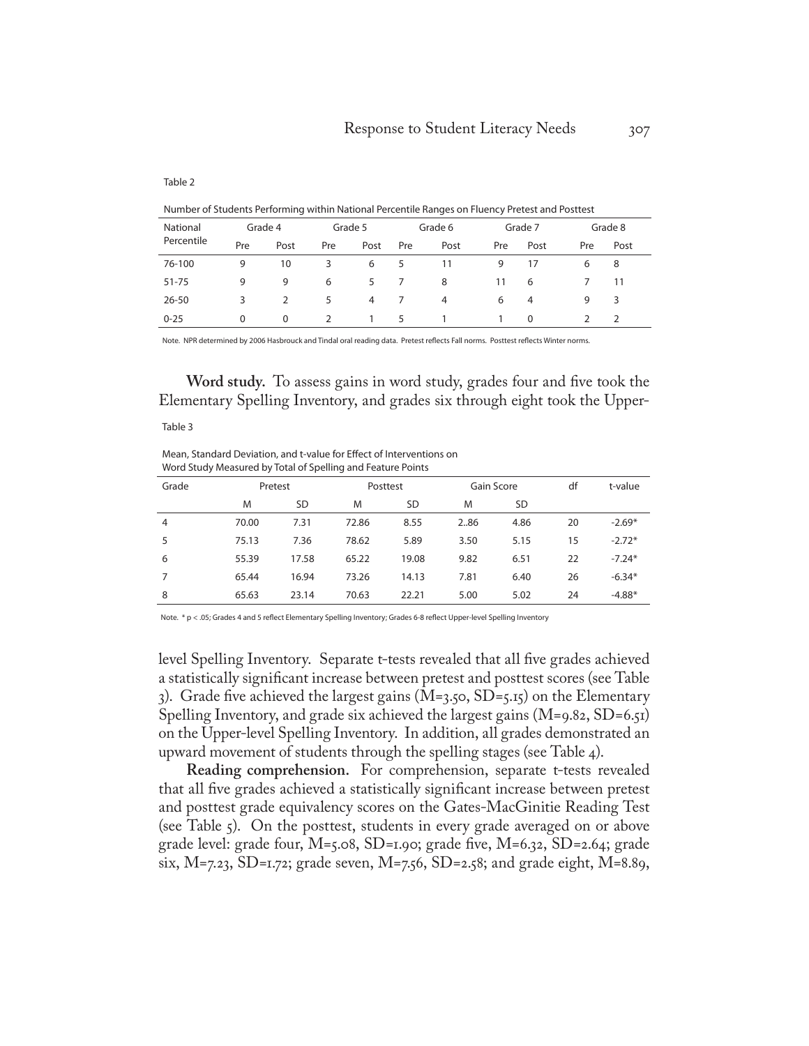Table 2

Number of Students Performing within National Percentile Ranges on Fluency Pretest and Posttest

| National Percentile | Grade 4 | | Grade 5 | | Grade 6 | | Grade 7 | | Grade 8 | |
|---|---|---|---|---|---|---|---|---|---|---|
| | Pre | Post | Pre | Post | Pre | Post | Pre | Post | Pre | Post |
| 76-100 | 9 | 10 | 3 | 6 | 5 | 11 | 9 | 17 | 6 | 8 |
| 51-75 | 9 | 9 | 6 | 5 | 7 | 8 | 11 | 6 | 7 | 11 |
| 26-50 | 3 | 2 | 5 | 4 | 7 | 4 | 6 | 4 | 9 | 3 |
| 0-25 | 0 | 0 | 2 | 1 | 5 | 1 | 1 | 0 | 2 | 2 |

Note. NPR determined by 2006 Hasbrouck and Tindal oral reading data. Pretest reflects Fall norms. Posttest reflects Winter norms.

**Word study.** To assess gains in word study, grades four and five took the Elementary Spelling Inventory, and grades six through eight took the Upper-level Spelling Inventory. Separate t-tests revealed that all five grades achieved a statistically significant increase between pretest and posttest scores (see Table 3). Grade five achieved the largest gains (M=3.50, SD=5.15) on the Elementary Spelling Inventory, and grade six achieved the largest gains (M=9.82, SD=6.51) on the Upper-level Spelling Inventory. In addition, all grades demonstrated an upward movement of students through the spelling stages (see Table 4).

Table 3

Mean, Standard Deviation, and t-value for Effect of Interventions on Word Study Measured by Total of Spelling and Feature Points

| Grade | Pretest | | Posttest | | Gain Score | | df | t-value |
|---|---|---|---|---|---|---|---|---|
| | M | SD | M | SD | M | SD | | |
| 4 | 70.00 | 7.31 | 72.86 | 8.55 | 2..86 | 4.86 | 20 | -2.69* |
| 5 | 75.13 | 7.36 | 78.62 | 5.89 | 3.50 | 5.15 | 15 | -2.72* |
| 6 | 55.39 | 17.58 | 65.22 | 19.08 | 9.82 | 6.51 | 22 | -7.24* |
| 7 | 65.44 | 16.94 | 73.26 | 14.13 | 7.81 | 6.40 | 26 | -6.34* |
| 8 | 65.63 | 23.14 | 70.63 | 22.21 | 5.00 | 5.02 | 24 | -4.88* |

Note. * $p < .05$; Grades 4 and 5 reflect Elementary Spelling Inventory; Grades 6-8 reflect Upper-level Spelling Inventory

**Reading comprehension.** For comprehension, separate t-tests revealed that all five grades achieved a statistically significant increase between pretest and posttest grade equivalency scores on the Gates-MacGinitie Reading Test (see Table 5). On the posttest, students in every grade averaged on or above grade level: grade four, M=5.08, SD=1.90; grade five, M=6.32, SD=2.64; grade six, M=7.23, SD=1.72; grade seven, M=7.56, SD=2.58; and grade eight, M=8.89,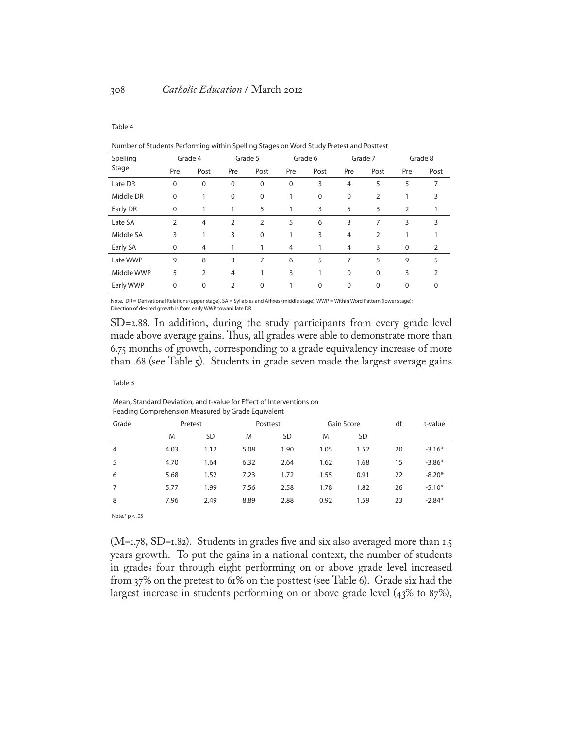Table 4

Number of Students Performing within Spelling Stages on Word Study Pretest and Posttest

| Spelling Stage | Grade 4 | | Grade 5 | | Grade 6 | | Grade 7 | | Grade 8 | |
|---|---|---|---|---|---|---|---|---|---|---|
| | Pre | Post | Pre | Post | Pre | Post | Pre | Post | Pre | Post |
| Late DR | 0 | 0 | 0 | 0 | 0 | 3 | 4 | 5 | 5 | 7 |
| Middle DR | 0 | 1 | 0 | 0 | 1 | 0 | 0 | 2 | 1 | 3 |
| Early DR | 0 | 1 | 1 | 5 | 1 | 3 | 5 | 3 | 2 | 1 |
| Late SA | 2 | 4 | 2 | 2 | 5 | 6 | 3 | 7 | 3 | 3 |
| Middle SA | 3 | 1 | 3 | 0 | 1 | 3 | 4 | 2 | 1 | 1 |
| Early SA | 0 | 4 | 1 | 1 | 4 | 1 | 4 | 3 | 0 | 2 |
| Late WWP | 9 | 8 | 3 | 7 | 6 | 5 | 7 | 5 | 9 | 5 |
| Middle WWP | 5 | 2 | 4 | 1 | 3 | 1 | 0 | 0 | 3 | 2 |
| Early WWP | 0 | 0 | 2 | 0 | 1 | 0 | 0 | 0 | 0 | 0 |

Note. DR = Derivational Relations (upper stage), SA = Syllables and Affixes (middle stage), WWP = Within Word Pattern (lower stage); Direction of desired growth is from early WWP toward late DR

SD=2.88. In addition, during the study participants from every grade level made above average gains. Thus, all grades were able to demonstrate more than 6.75 months of growth, corresponding to a grade equivalency increase of more than .68 (see Table 5). Students in grade seven made the largest average gains

Table 5

Mean, Standard Deviation, and t-value for Effect of Interventions on Reading Comprehension Measured by Grade Equivalent

| Grade | Pretest | | Posttest | | Gain Score | | df | t-value |
|---|---|---|---|---|---|---|---|---|
| | M | SD | M | SD | M | SD | | |
| 4 | 4.03 | 1.12 | 5.08 | 1.90 | 1.05 | 1.52 | 20 | -3.16* |
| 5 | 4.70 | 1.64 | 6.32 | 2.64 | 1.62 | 1.68 | 15 | -3.86* |
| 6 | 5.68 | 1.52 | 7.23 | 1.72 | 1.55 | 0.91 | 22 | -8.20* |
| 7 | 5.77 | 1.99 | 7.56 | 2.58 | 1.78 | 1.82 | 26 | -5.10* |
| 8 | 7.96 | 2.49 | 8.89 | 2.88 | 0.92 | 1.59 | 23 | -2.84* |

Note.* $p < .05$

(M=1.78, SD=1.82). Students in grades five and six also averaged more than 1.5 years growth. To put the gains in a national context, the number of students in grades four through eight performing on or above grade level increased from 37% on the pretest to 61% on the posttest (see Table 6). Grade six had the largest increase in students performing on or above grade level (43% to 87%),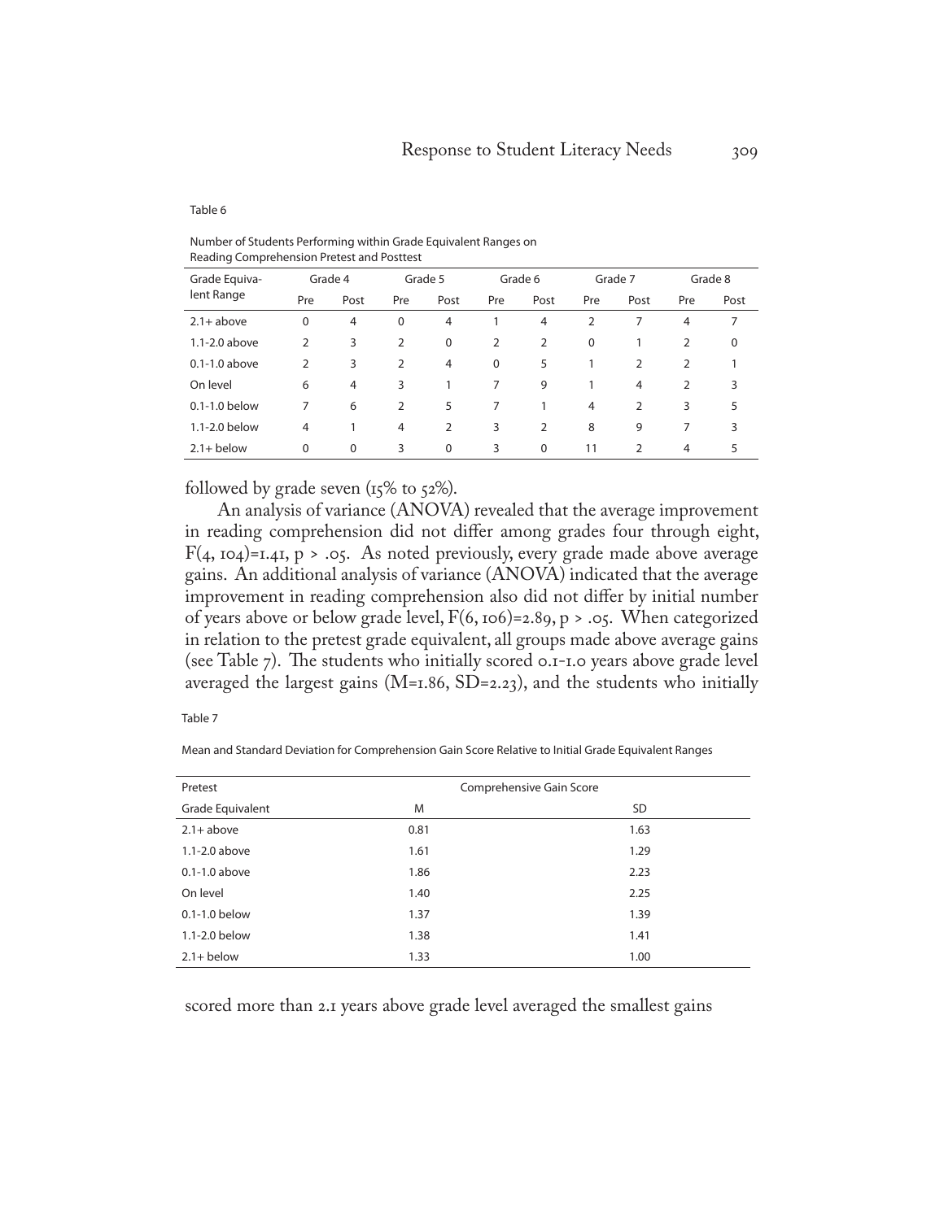Table 6

Number of Students Performing within Grade Equivalent Ranges on Reading Comprehension Pretest and Posttest

| Grade Equivalent Range | Grade 4 | | Grade 5 | | Grade 6 | | Grade 7 | | Grade 8 | |
|---|---|---|---|---|---|---|---|---|---|---|
| | Pre | Post | Pre | Post | Pre | Post | Pre | Post | Pre | Post |
| 2.1+ above | 0 | 4 | 0 | 4 | 1 | 4 | 2 | 7 | 4 | 7 |
| 1.1-2.0 above | 2 | 3 | 2 | 0 | 2 | 2 | 0 | 1 | 2 | 0 |
| 0.1-1.0 above | 2 | 3 | 2 | 4 | 0 | 5 | 1 | 2 | 2 | 1 |
| On level | 6 | 4 | 3 | 1 | 7 | 9 | 1 | 4 | 2 | 3 |
| 0.1-1.0 below | 7 | 6 | 2 | 5 | 7 | 1 | 4 | 2 | 3 | 5 |
| 1.1-2.0 below | 4 | 1 | 4 | 2 | 3 | 2 | 8 | 9 | 7 | 3 |
| 2.1+ below | 0 | 0 | 3 | 0 | 3 | 0 | 11 | 2 | 4 | 5 |

followed by grade seven (15% to 52%).

An analysis of variance (ANOVA) revealed that the average improvement in reading comprehension did not differ among grades four through eight, $F(4, 104)=1.41$, $p > .05$. As noted previously, every grade made above average gains. An additional analysis of variance (ANOVA) indicated that the average improvement in reading comprehension also did not differ by initial number of years above or below grade level, $F(6, 106)=2.89$, $p > .05$. When categorized in relation to the pretest grade equivalent, all groups made above average gains (see Table 7). The students who initially scored 0.1-1.0 years above grade level averaged the largest gains ($M=1.86$, $SD=2.23$), and the students who initially

Table 7

Mean and Standard Deviation for Comprehension Gain Score Relative to Initial Grade Equivalent Ranges

| Pretest | Comprehensive Gain Score | |
|---|---|---|
| Grade Equivalent | M | SD |
| 2.1+ above | 0.81 | 1.63 |
| 1.1-2.0 above | 1.61 | 1.29 |
| 0.1-1.0 above | 1.86 | 2.23 |
| On level | 1.40 | 2.25 |
| 0.1-1.0 below | 1.37 | 1.39 |
| 1.1-2.0 below | 1.38 | 1.41 |
| 2.1+ below | 1.33 | 1.00 |

scored more than 2.1 years above grade level averaged the smallest gains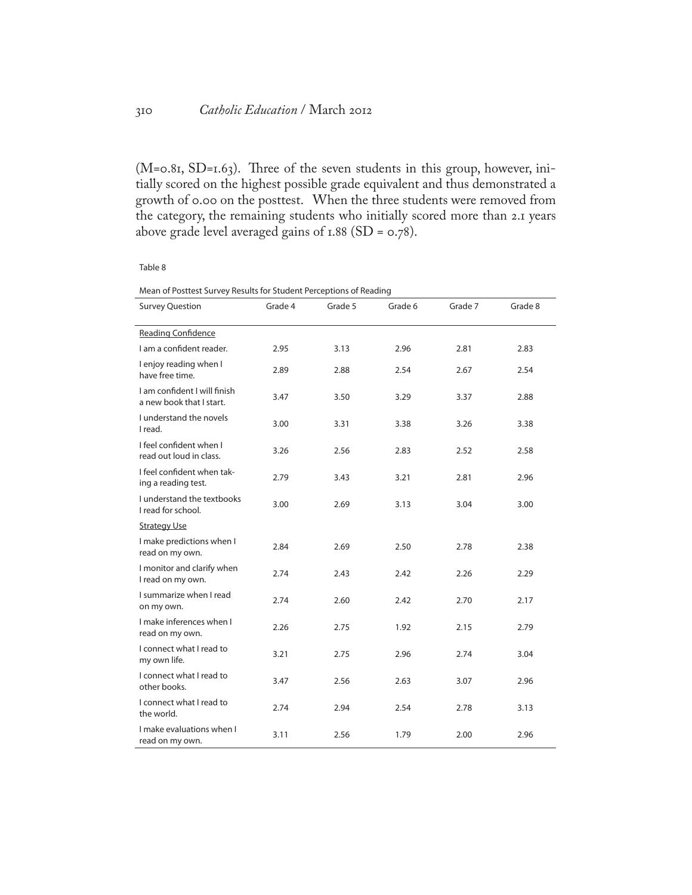(M=0.81, SD=1.63). Three of the seven students in this group, however, initially scored on the highest possible grade equivalent and thus demonstrated a growth of 0.00 on the posttest. When the three students were removed from the category, the remaining students who initially scored more than 2.1 years above grade level averaged gains of 1.88 (SD = 0.78).

Table 8

Mean of Posttest Survey Results for Student Perceptions of Reading

| Survey Question | Grade 4 | Grade 5 | Grade 6 | Grade 7 | Grade 8 |
|---|---|---|---|---|---|
| Reading Confidence | | | | | |
| I am a confident reader. | 2.95 | 3.13 | 2.96 | 2.81 | 2.83 |
| I enjoy reading when I have free time. | 2.89 | 2.88 | 2.54 | 2.67 | 2.54 |
| I am confident I will finish a new book that I start. | 3.47 | 3.50 | 3.29 | 3.37 | 2.88 |
| I understand the novels I read. | 3.00 | 3.31 | 3.38 | 3.26 | 3.38 |
| I feel confident when I read out loud in class. | 3.26 | 2.56 | 2.83 | 2.52 | 2.58 |
| I feel confident when taking a reading test. | 2.79 | 3.43 | 3.21 | 2.81 | 2.96 |
| I understand the textbooks I read for school. | 3.00 | 2.69 | 3.13 | 3.04 | 3.00 |
| Strategy Use | | | | | |
| I make predictions when I read on my own. | 2.84 | 2.69 | 2.50 | 2.78 | 2.38 |
| I monitor and clarify when I read on my own. | 2.74 | 2.43 | 2.42 | 2.26 | 2.29 |
| I summarize when I read on my own. | 2.74 | 2.60 | 2.42 | 2.70 | 2.17 |
| I make inferences when I read on my own. | 2.26 | 2.75 | 1.92 | 2.15 | 2.79 |
| I connect what I read to my own life. | 3.21 | 2.75 | 2.96 | 2.74 | 3.04 |
| I connect what I read to other books. | 3.47 | 2.56 | 2.63 | 3.07 | 2.96 |
| I connect what I read to the world. | 2.74 | 2.94 | 2.54 | 2.78 | 3.13 |
| I make evaluations when I read on my own. | 3.11 | 2.56 | 1.79 | 2.00 | 2.96 |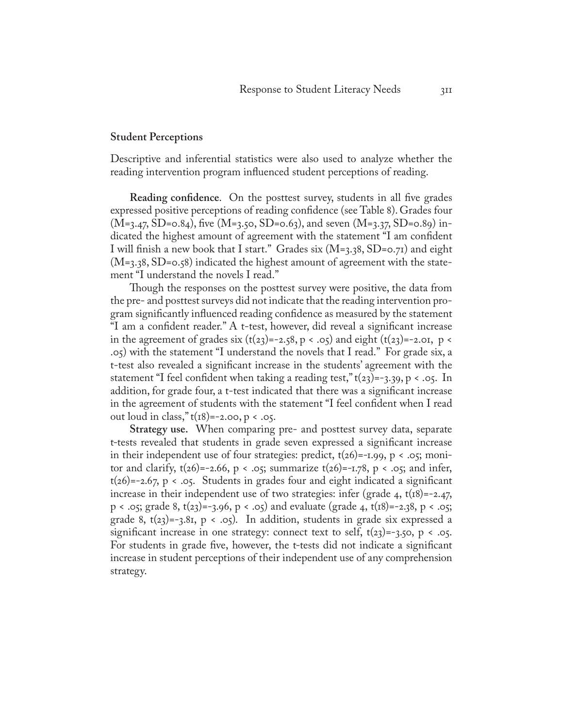## Student Perceptions

Descriptive and inferential statistics were also used to analyze whether the reading intervention program influenced student perceptions of reading.

**Reading confidence**. On the posttest survey, students in all five grades expressed positive perceptions of reading confidence (see Table 8). Grades four ($M=3.47$, $SD=0.84$), five ($M=3.50$, $SD=0.63$), and seven ($M=3.37$, $SD=0.89$) indicated the highest amount of agreement with the statement "I am confident I will finish a new book that I start." Grades six ($M=3.38$, $SD=0.71$) and eight ($M=3.38$, $SD=0.58$) indicated the highest amount of agreement with the statement "I understand the novels I read."

Though the responses on the posttest survey were positive, the data from the pre- and posttest surveys did not indicate that the reading intervention program significantly influenced reading confidence as measured by the statement "I am a confident reader." A t-test, however, did reveal a significant increase in the agreement of grades six ($t(23)=-2.58$, $p < .05$) and eight ($t(23)=-2.01$, $p < .05$) with the statement "I understand the novels that I read." For grade six, a t-test also revealed a significant increase in the students' agreement with the statement "I feel confident when taking a reading test," $t(23)=-3.39$, $p < .05$. In addition, for grade four, a t-test indicated that there was a significant increase in the agreement of students with the statement "I feel confident when I read out loud in class," $t(18)=-2.00$, $p < .05$.

**Strategy use.** When comparing pre- and posttest survey data, separate t-tests revealed that students in grade seven expressed a significant increase in their independent use of four strategies: predict, $t(26)=-1.99$, $p < .05$; monitor and clarify, $t(26)=-2.66$, $p < .05$; summarize $t(26)=-1.78$, $p < .05$; and infer, $t(26)=-2.67$, $p < .05$. Students in grades four and eight indicated a significant increase in their independent use of two strategies: infer (grade 4, $t(18)=-2.47$, $p < .05$; grade 8, $t(23)=-3.96$, $p < .05$) and evaluate (grade 4, $t(18)=-2.38$, $p < .05$; grade 8, $t(23)=-3.81$, $p < .05$). In addition, students in grade six expressed a significant increase in one strategy: connect text to self, $t(23)=-3.50$, $p < .05$. For students in grade five, however, the t-tests did not indicate a significant increase in student perceptions of their independent use of any comprehension strategy.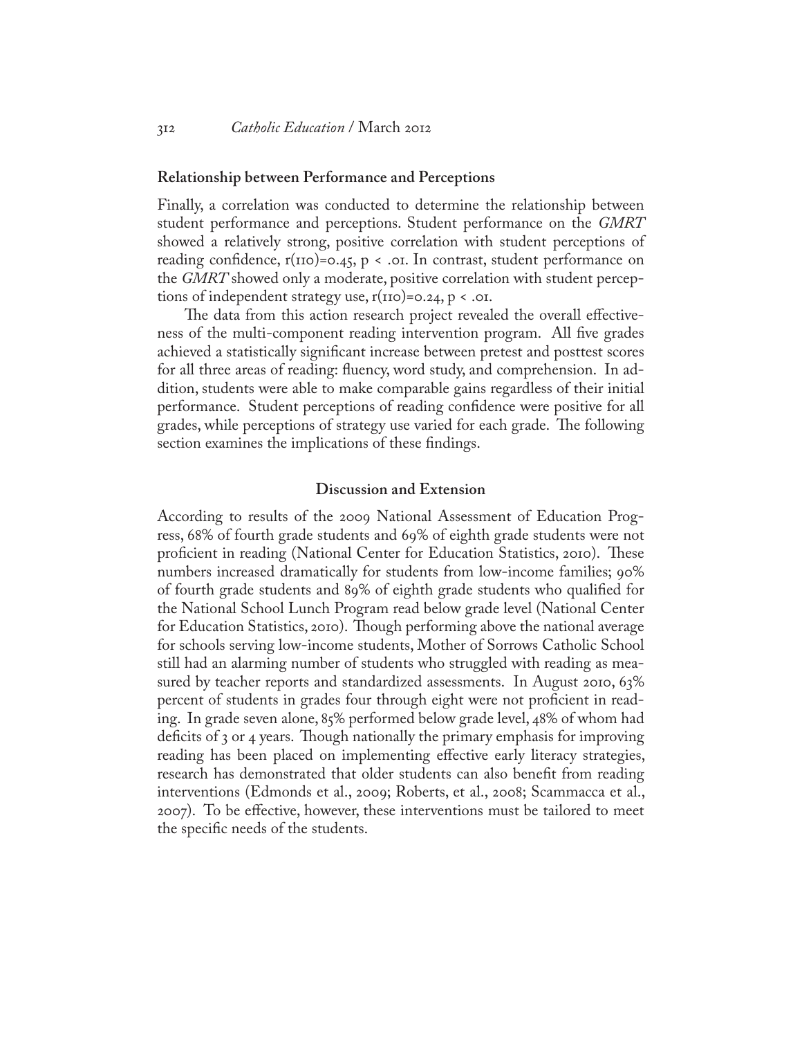### Relationship between Performance and Perceptions

Finally, a correlation was conducted to determine the relationship between student performance and perceptions. Student performance on the *GMRT* showed a relatively strong, positive correlation with student perceptions of reading confidence, $r(110)=0.45$, $p < .01$. In contrast, student performance on the *GMRT* showed only a moderate, positive correlation with student perceptions of independent strategy use, $r(110)=0.24$, $p < .01$.

The data from this action research project revealed the overall effectiveness of the multi-component reading intervention program. All five grades achieved a statistically significant increase between pretest and posttest scores for all three areas of reading: fluency, word study, and comprehension. In addition, students were able to make comparable gains regardless of their initial performance. Student perceptions of reading confidence were positive for all grades, while perceptions of strategy use varied for each grade. The following section examines the implications of these findings.

## Discussion and Extension

According to results of the 2009 National Assessment of Education Progress, 68% of fourth grade students and 69% of eighth grade students were not proficient in reading (National Center for Education Statistics, 2010). These numbers increased dramatically for students from low-income families; 90% of fourth grade students and 89% of eighth grade students who qualified for the National School Lunch Program read below grade level (National Center for Education Statistics, 2010). Though performing above the national average for schools serving low-income students, Mother of Sorrows Catholic School still had an alarming number of students who struggled with reading as measured by teacher reports and standardized assessments. In August 2010, 63% percent of students in grades four through eight were not proficient in reading. In grade seven alone, 85% performed below grade level, 48% of whom had deficits of 3 or 4 years. Though nationally the primary emphasis for improving reading has been placed on implementing effective early literacy strategies, research has demonstrated that older students can also benefit from reading interventions (Edmonds et al., 2009; Roberts, et al., 2008; Scammacca et al., 2007). To be effective, however, these interventions must be tailored to meet the specific needs of the students.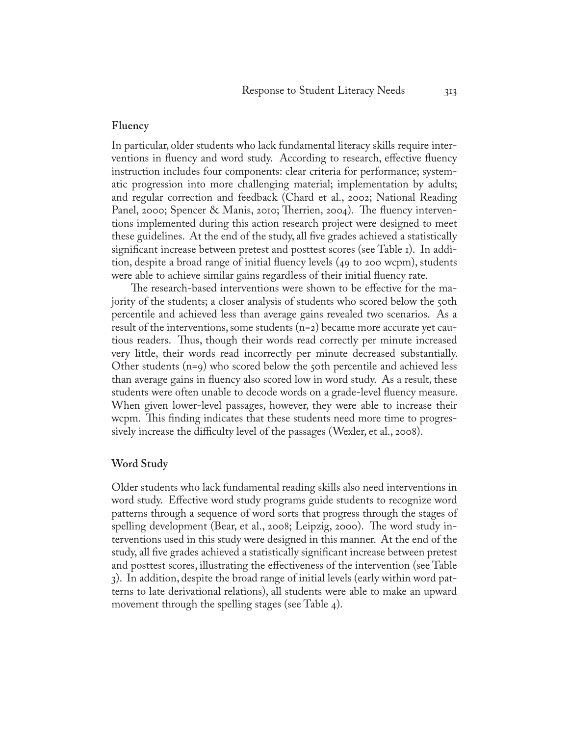## Fluency

In particular, older students who lack fundamental literacy skills require interventions in fluency and word study. According to research, effective fluency instruction includes four components: clear criteria for performance; systematic progression into more challenging material; implementation by adults; and regular correction and feedback (Chard et al., 2002; National Reading Panel, 2000; Spencer & Manis, 2010; Therrien, 2004). The fluency interventions implemented during this action research project were designed to meet these guidelines. At the end of the study, all five grades achieved a statistically significant increase between pretest and posttest scores (see Table 1). In addition, despite a broad range of initial fluency levels (49 to 200 wcpm), students were able to achieve similar gains regardless of their initial fluency rate.

The research-based interventions were shown to be effective for the majority of the students; a closer analysis of students who scored below the 50th percentile and achieved less than average gains revealed two scenarios. As a result of the interventions, some students (n=2) became more accurate yet cautious readers. Thus, though their words read correctly per minute increased very little, their words read incorrectly per minute decreased substantially. Other students (n=9) who scored below the 50th percentile and achieved less than average gains in fluency also scored low in word study. As a result, these students were often unable to decode words on a grade-level fluency measure. When given lower-level passages, however, they were able to increase their wcpm. This finding indicates that these students need more time to progressively increase the difficulty level of the passages (Wexler, et al., 2008).

## Word Study

Older students who lack fundamental reading skills also need interventions in word study. Effective word study programs guide students to recognize word patterns through a sequence of word sorts that progress through the stages of spelling development (Bear, et al., 2008; Leipzig, 2000). The word study interventions used in this study were designed in this manner. At the end of the study, all five grades achieved a statistically significant increase between pretest and posttest scores, illustrating the effectiveness of the intervention (see Table 3). In addition, despite the broad range of initial levels (early within word patterns to late derivational relations), all students were able to make an upward movement through the spelling stages (see Table 4).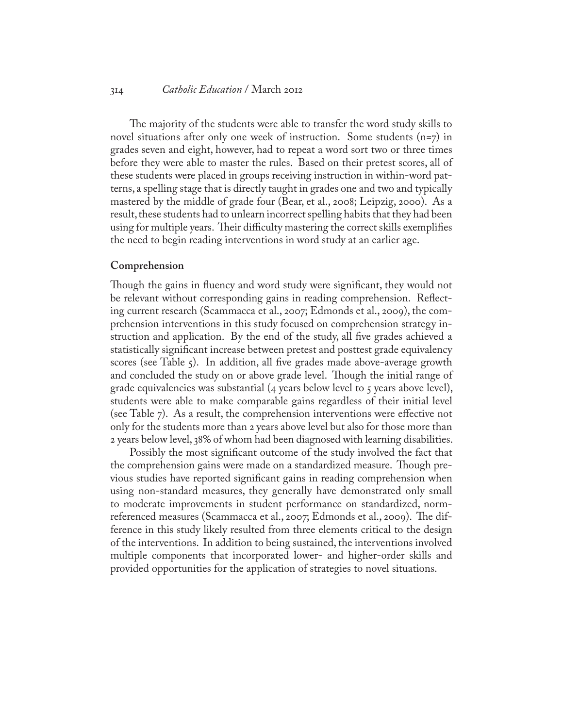The majority of the students were able to transfer the word study skills to novel situations after only one week of instruction. Some students (n=7) in grades seven and eight, however, had to repeat a word sort two or three times before they were able to master the rules. Based on their pretest scores, all of these students were placed in groups receiving instruction in within-word patterns, a spelling stage that is directly taught in grades one and two and typically mastered by the middle of grade four (Bear, et al., 2008; Leipzig, 2000). As a result, these students had to unlearn incorrect spelling habits that they had been using for multiple years. Their difficulty mastering the correct skills exemplifies the need to begin reading interventions in word study at an earlier age.

### Comprehension

Though the gains in fluency and word study were significant, they would not be relevant without corresponding gains in reading comprehension. Reflecting current research (Scammacca et al., 2007; Edmonds et al., 2009), the comprehension interventions in this study focused on comprehension strategy instruction and application. By the end of the study, all five grades achieved a statistically significant increase between pretest and posttest grade equivalency scores (see Table 5). In addition, all five grades made above-average growth and concluded the study on or above grade level. Though the initial range of grade equivalencies was substantial (4 years below level to 5 years above level), students were able to make comparable gains regardless of their initial level (see Table 7). As a result, the comprehension interventions were effective not only for the students more than 2 years above level but also for those more than 2 years below level, 38% of whom had been diagnosed with learning disabilities.

Possibly the most significant outcome of the study involved the fact that the comprehension gains were made on a standardized measure. Though previous studies have reported significant gains in reading comprehension when using non-standard measures, they generally have demonstrated only small to moderate improvements in student performance on standardized, norm-referenced measures (Scammacca et al., 2007; Edmonds et al., 2009). The difference in this study likely resulted from three elements critical to the design of the interventions. In addition to being sustained, the interventions involved multiple components that incorporated lower- and higher-order skills and provided opportunities for the application of strategies to novel situations.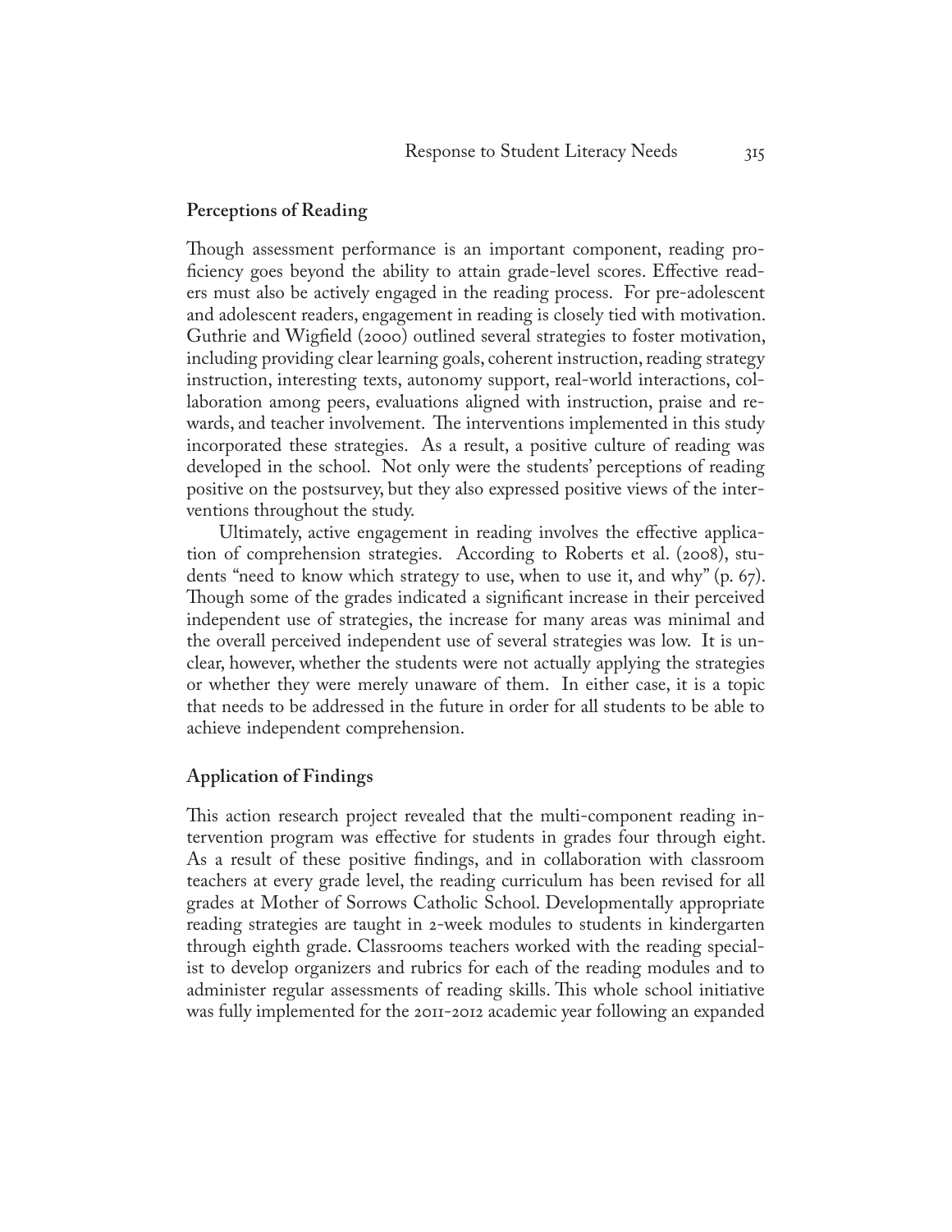### Perceptions of Reading

Though assessment performance is an important component, reading proficiency goes beyond the ability to attain grade-level scores. Effective readers must also be actively engaged in the reading process. For pre-adolescent and adolescent readers, engagement in reading is closely tied with motivation. Guthrie and Wigfield (2000) outlined several strategies to foster motivation, including providing clear learning goals, coherent instruction, reading strategy instruction, interesting texts, autonomy support, real-world interactions, collaboration among peers, evaluations aligned with instruction, praise and rewards, and teacher involvement. The interventions implemented in this study incorporated these strategies. As a result, a positive culture of reading was developed in the school. Not only were the students' perceptions of reading positive on the postsurvey, but they also expressed positive views of the interventions throughout the study.

Ultimately, active engagement in reading involves the effective application of comprehension strategies. According to Roberts et al. (2008), students "need to know which strategy to use, when to use it, and why" (p. 67). Though some of the grades indicated a significant increase in their perceived independent use of strategies, the increase for many areas was minimal and the overall perceived independent use of several strategies was low. It is unclear, however, whether the students were not actually applying the strategies or whether they were merely unaware of them. In either case, it is a topic that needs to be addressed in the future in order for all students to be able to achieve independent comprehension.

### Application of Findings

This action research project revealed that the multi-component reading intervention program was effective for students in grades four through eight. As a result of these positive findings, and in collaboration with classroom teachers at every grade level, the reading curriculum has been revised for all grades at Mother of Sorrows Catholic School. Developmentally appropriate reading strategies are taught in 2-week modules to students in kindergarten through eighth grade. Classrooms teachers worked with the reading specialist to develop organizers and rubrics for each of the reading modules and to administer regular assessments of reading skills. This whole school initiative was fully implemented for the 2011-2012 academic year following an expanded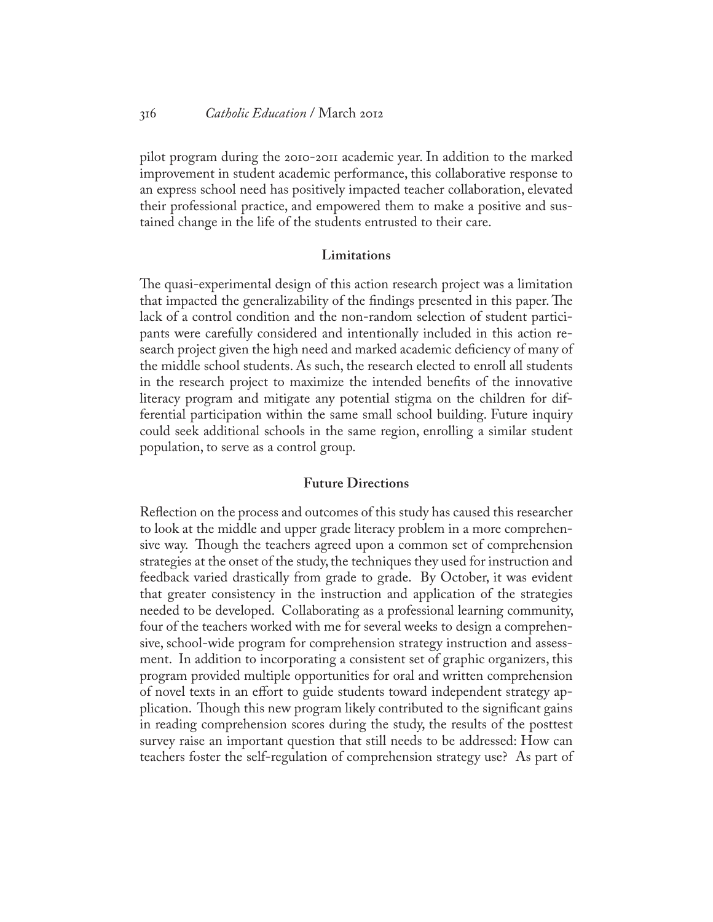pilot program during the 2010-2011 academic year. In addition to the marked improvement in student academic performance, this collaborative response to an express school need has positively impacted teacher collaboration, elevated their professional practice, and empowered them to make a positive and sustained change in the life of the students entrusted to their care.

## Limitations

The quasi-experimental design of this action research project was a limitation that impacted the generalizability of the findings presented in this paper. The lack of a control condition and the non-random selection of student participants were carefully considered and intentionally included in this action research project given the high need and marked academic deficiency of many of the middle school students. As such, the research elected to enroll all students in the research project to maximize the intended benefits of the innovative literacy program and mitigate any potential stigma on the children for differential participation within the same small school building. Future inquiry could seek additional schools in the same region, enrolling a similar student population, to serve as a control group.

## Future Directions

Reflection on the process and outcomes of this study has caused this researcher to look at the middle and upper grade literacy problem in a more comprehensive way. Though the teachers agreed upon a common set of comprehension strategies at the onset of the study, the techniques they used for instruction and feedback varied drastically from grade to grade. By October, it was evident that greater consistency in the instruction and application of the strategies needed to be developed. Collaborating as a professional learning community, four of the teachers worked with me for several weeks to design a comprehensive, school-wide program for comprehension strategy instruction and assessment. In addition to incorporating a consistent set of graphic organizers, this program provided multiple opportunities for oral and written comprehension of novel texts in an effort to guide students toward independent strategy application. Though this new program likely contributed to the significant gains in reading comprehension scores during the study, the results of the posttest survey raise an important question that still needs to be addressed: How can teachers foster the self-regulation of comprehension strategy use? As part of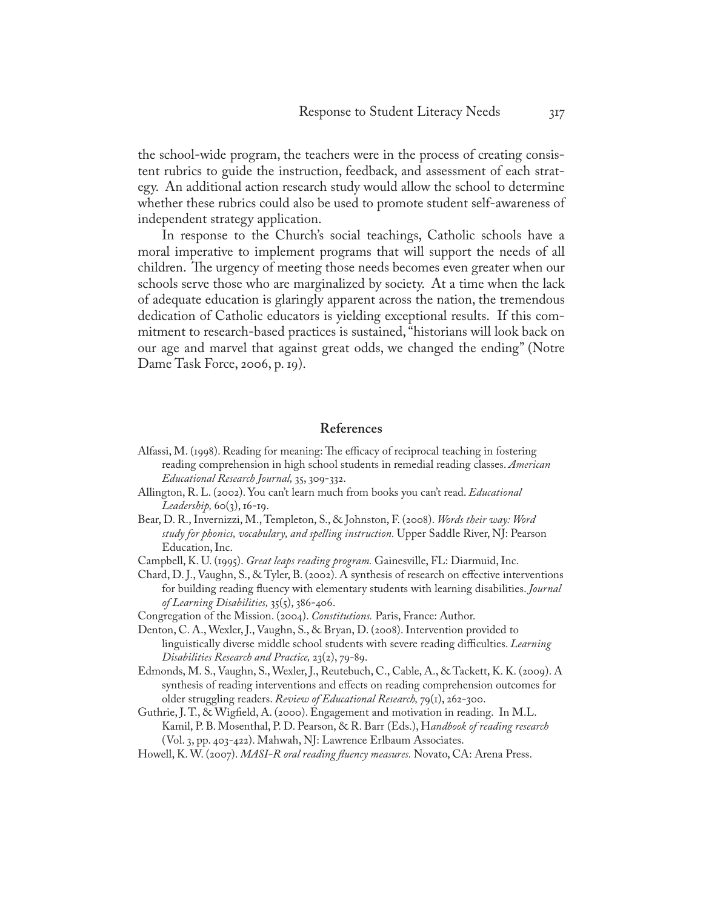the school-wide program, the teachers were in the process of creating consistent rubrics to guide the instruction, feedback, and assessment of each strategy. An additional action research study would allow the school to determine whether these rubrics could also be used to promote student self-awareness of independent strategy application.

In response to the Church's social teachings, Catholic schools have a moral imperative to implement programs that will support the needs of all children. The urgency of meeting those needs becomes even greater when our schools serve those who are marginalized by society. At a time when the lack of adequate education is glaringly apparent across the nation, the tremendous dedication of Catholic educators is yielding exceptional results. If this commitment to research-based practices is sustained, "historians will look back on our age and marvel that against great odds, we changed the ending" (Notre Dame Task Force, 2006, p. 19).

## References

Alfassi, M. (1998). Reading for meaning: The efficacy of reciprocal teaching in fostering reading comprehension in high school students in remedial reading classes. *American Educational Research Journal,* 35, 309-332.

Allington, R. L. (2002). You can't learn much from books you can't read. *Educational Leadership,* 60(3), 16-19.

Bear, D. R., Invernizzi, M., Templeton, S., & Johnston, F. (2008). *Words their way: Word study for phonics, vocabulary, and spelling instruction.* Upper Saddle River, NJ: Pearson Education, Inc.

Campbell, K. U. (1995). *Great leaps reading program.* Gainesville, FL: Diarmuid, Inc.

Chard, D. J., Vaughn, S., & Tyler, B. (2002). A synthesis of research on effective interventions for building reading fluency with elementary students with learning disabilities. *Journal of Learning Disabilities,* 35(5), 386-406.

Congregation of the Mission. (2004). *Constitutions.* Paris, France: Author.

Denton, C. A., Wexler, J., Vaughn, S., & Bryan, D. (2008). Intervention provided to linguistically diverse middle school students with severe reading difficulties. *Learning Disabilities Research and Practice,* 23(2), 79-89.

Edmonds, M. S., Vaughn, S., Wexler, J., Reutebuch, C., Cable, A., & Tackett, K. K. (2009). A synthesis of reading interventions and effects on reading comprehension outcomes for older struggling readers. *Review of Educational Research,* 79(1), 262-300.

Guthrie, J. T., & Wigfield, A. (2000). Engagement and motivation in reading. In M.L. Kamil, P. B. Mosenthal, P. D. Pearson, & R. Barr (Eds.), *Handbook of reading research* (Vol. 3, pp. 403-422). Mahwah, NJ: Lawrence Erlbaum Associates.

Howell, K. W. (2007). *MASI-R oral reading fluency measures.* Novato, CA: Arena Press.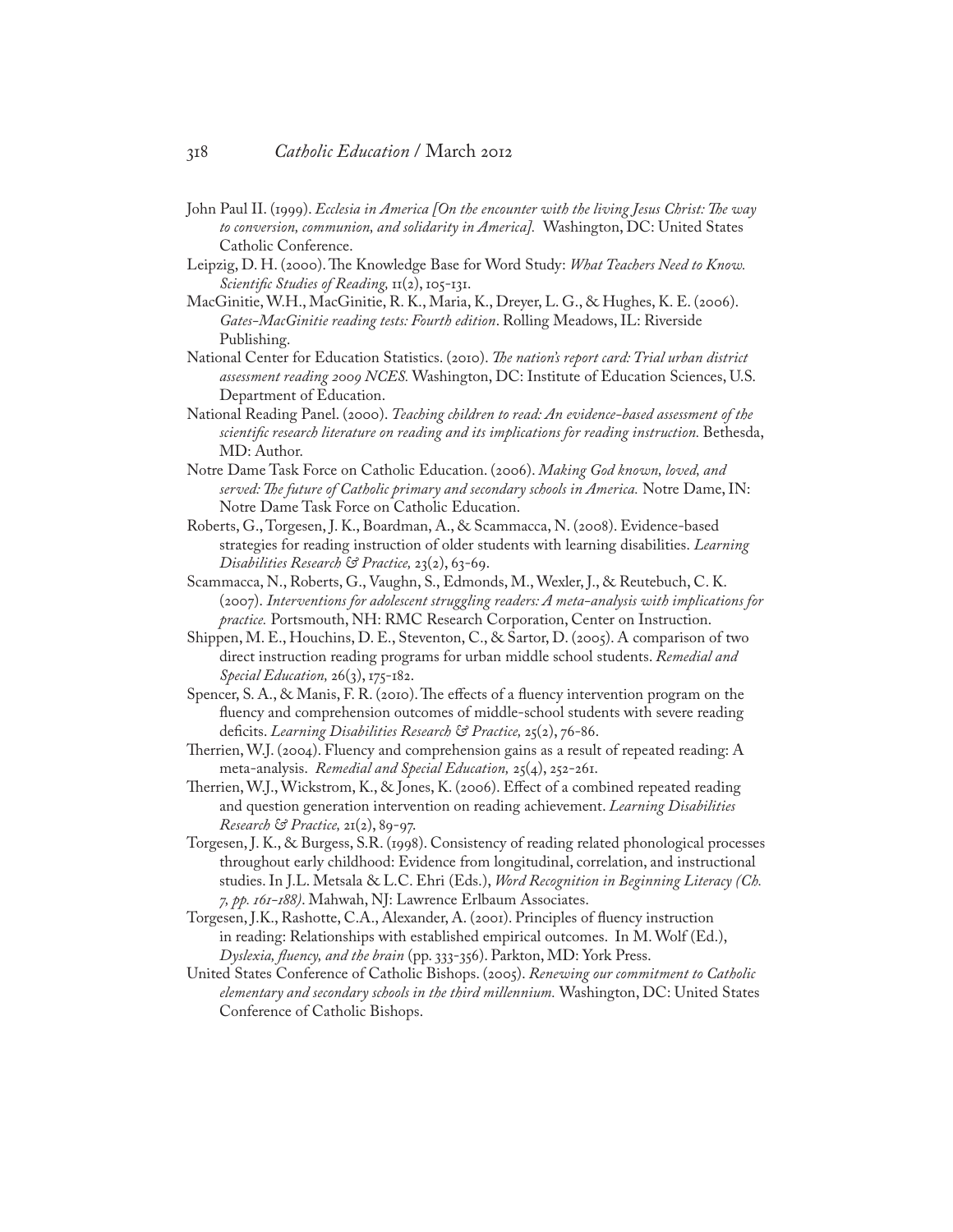John Paul II. (1999). *Ecclesia in America [On the encounter with the living Jesus Christ: The way to conversion, communion, and solidarity in America].* Washington, DC: United States Catholic Conference.

Leipzig, D. H. (2000). The Knowledge Base for Word Study: *What Teachers Need to Know. Scientific Studies of Reading,* 11(2), 105-131.

MacGinitie, W.H., MacGinitie, R. K., Maria, K., Dreyer, L. G., & Hughes, K. E. (2006). *Gates-MacGinitie reading tests: Fourth edition*. Rolling Meadows, IL: Riverside Publishing.

National Center for Education Statistics. (2010). *The nation's report card: Trial urban district assessment reading 2009 NCES.* Washington, DC: Institute of Education Sciences, U.S. Department of Education.

National Reading Panel. (2000). *Teaching children to read: An evidence-based assessment of the scientific research literature on reading and its implications for reading instruction.* Bethesda, MD: Author.

Notre Dame Task Force on Catholic Education. (2006). *Making God known, loved, and served: The future of Catholic primary and secondary schools in America.* Notre Dame, IN: Notre Dame Task Force on Catholic Education.

Roberts, G., Torgesen, J. K., Boardman, A., & Scammacca, N. (2008). Evidence-based strategies for reading instruction of older students with learning disabilities. *Learning Disabilities Research & Practice,* 23(2), 63-69.

Scammacca, N., Roberts, G., Vaughn, S., Edmonds, M., Wexler, J., & Reutebuch, C. K. (2007). *Interventions for adolescent struggling readers: A meta-analysis with implications for practice.* Portsmouth, NH: RMC Research Corporation, Center on Instruction.

Shippen, M. E., Houchins, D. E., Steventon, C., & Sartor, D. (2005). A comparison of two direct instruction reading programs for urban middle school students. *Remedial and Special Education,* 26(3), 175-182.

Spencer, S. A., & Manis, F. R. (2010). The effects of a fluency intervention program on the fluency and comprehension outcomes of middle-school students with severe reading deficits. *Learning Disabilities Research & Practice,* 25(2), 76-86.

Therrien, W.J. (2004). Fluency and comprehension gains as a result of repeated reading: A meta-analysis. *Remedial and Special Education,* 25(4), 252-261.

Therrien, W.J., Wickstrom, K., & Jones, K. (2006). Effect of a combined repeated reading and question generation intervention on reading achievement. *Learning Disabilities Research & Practice,* 21(2), 89-97.

Torgesen, J. K., & Burgess, S.R. (1998). Consistency of reading related phonological processes throughout early childhood: Evidence from longitudinal, correlation, and instructional studies. In J.L. Metsala & L.C. Ehri (Eds.), *Word Recognition in Beginning Literacy (Ch. 7, pp. 161-188)*. Mahwah, NJ: Lawrence Erlbaum Associates.

Torgesen, J.K., Rashotte, C.A., Alexander, A. (2001). Principles of fluency instruction in reading: Relationships with established empirical outcomes. In M. Wolf (Ed.), *Dyslexia, fluency, and the brain* (pp. 333-356). Parkton, MD: York Press.

United States Conference of Catholic Bishops. (2005). *Renewing our commitment to Catholic elementary and secondary schools in the third millennium.* Washington, DC: United States Conference of Catholic Bishops.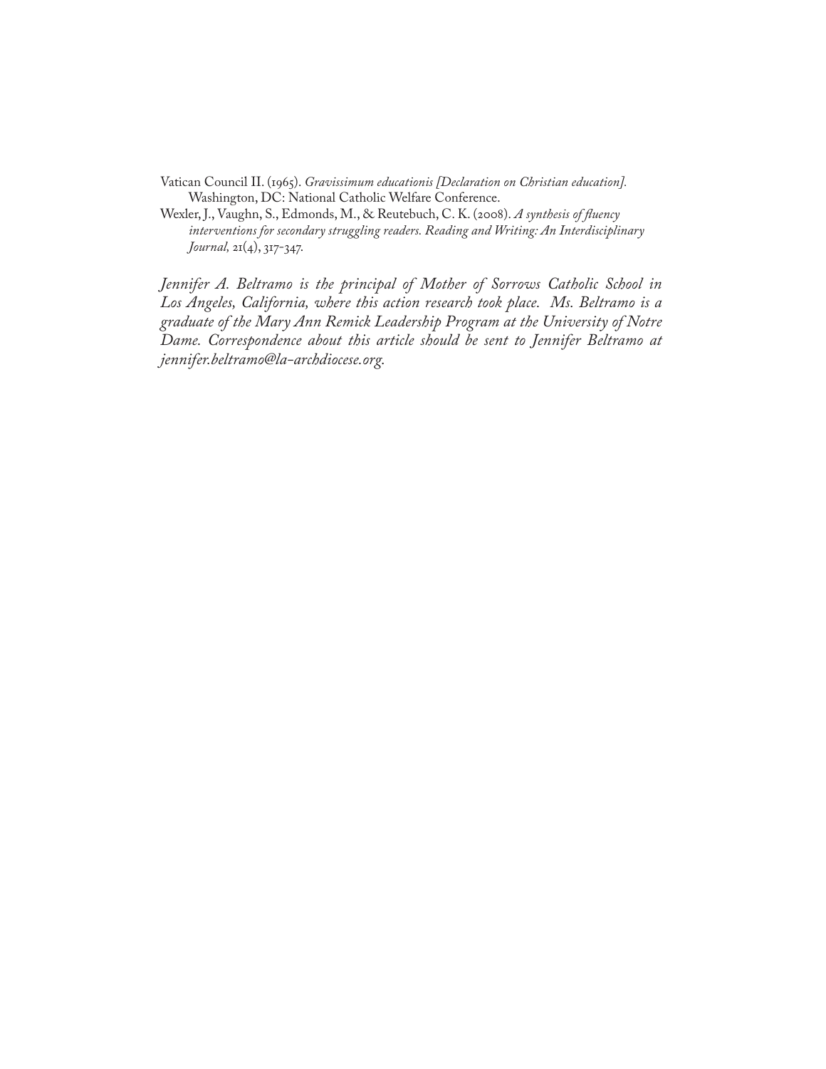Vatican Council II. (1965). *Gravissimum educationis [Declaration on Christian education].* Washington, DC: National Catholic Welfare Conference.

Wexler, J., Vaughn, S., Edmonds, M., & Reutebuch, C. K. (2008). *A synthesis of fluency interventions for secondary struggling readers. Reading and Writing: An Interdisciplinary Journal,* 21(4), 317-347.

*Jennifer A. Beltramo is the principal of Mother of Sorrows Catholic School in Los Angeles, California, where this action research took place. Ms. Beltramo is a graduate of the Mary Ann Remick Leadership Program at the University of Notre Dame. Correspondence about this article should be sent to Jennifer Beltramo at jennifer.beltramo@la-archdiocese.org.*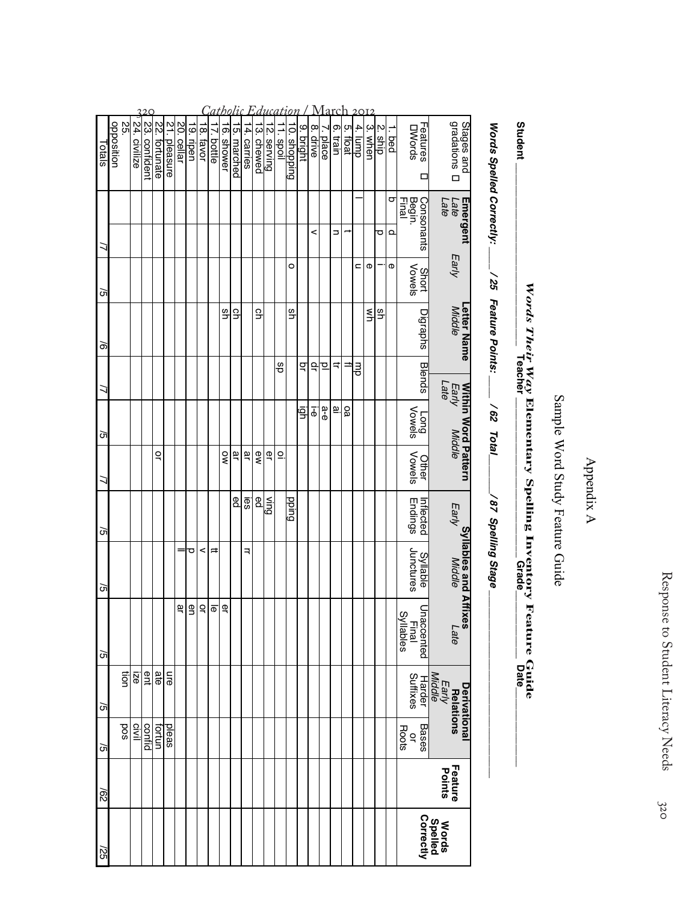# Appendix A

## Sample Word Study Feature Guide

***Words Their Way* Elementary Spelling Inventory Feature Guide**

**Student** ______________________ **Teacher** ______________________ **Grade** ________ **Date** ______________________

***Words Spelled Correctly:* ___ / 25 *Feature Points:* ___ / 62 *Total* ___ /87 *Spelling Stage*** ______________________

| Stages and gradations | Emergent Late | | Letter Name Early | Letter Name Middle | Letter Name Late / Within Word Pattern Early | Within Word Pattern Middle | | Syllables and Affixes Early | Syllables and Affixes Middle | Syllables and Affixes Late | Derivational Relations Early Middle | | | |
|---|---|---|---|---|---|---|---|---|---|---|---|---|---|---|
| **Features / Words** | **Consonants Begin.** | **Consonants Final** | **Short Vowels** | **Digraphs** | **Blends** | **Long Vowels** | **Other Vowels** | **Inflected Endings** | **Syllable Junctures** | **Unaccented Final Syllables** | **Harder Suffixes** | **Bases or Roots** | **Feature Points** | **Words Spelled Correctly** |
| 1. bed | b | d | e | | | | | | | | | | | |
| 2. ship | | p | i | sh | | | | | | | | | | |
| 3. when | | | e | wh | | | | | | | | | | |
| 4. lump | l | | u | | mp | | | | | | | | | |
| 5. float | | t | | | fl | oa | | | | | | | | |
| 6. train | | n | | | tr | ai | | | | | | | | |
| 7. place | | | | | pl | a-e | | | | | | | | |
| 8. drive | | v | | | dr | i-e | | | | | | | | |
| 9. bright | | | | | br | igh | | | | | | | | |
| 10. shopping | | | o | sh | | | | pping | | | | | | |
| 11. spoil | | | | | sp | | oi | | | | | | | |
| 12. serving | | | | | | | er | ving | | | | | | |
| 13. chewed | | | | ch | | | ew | ed | | | | | | |
| 14. carries | | | | | | | ar | ies | rr | | | | | |
| 15. marched | | | | ch | | | ar | ed | | | | | | |
| 16. shower | | | | sh | | | ow | | | er | | | | |
| 17. bottle | | | | | | | | | tt | le | | | | |
| 18. favor | | | | | | | | | v | or | | | | |
| 19. ripen | | | | | | | | | p | en | | | | |
| 20. cellar | | | | | | | | | ll | ar | | | | |
| 21. pleasure | | | | | | | | | | | ure | pleas | | |
| 22. fortunate | | | | | | | or | | | | ate | fortun | | |
| 23. confident | | | | | | | | | | | ent | confid | | |
| 24. civilize | | | | | | | | | | | ize | civil | | |
| 25. opposition | | | | | | | | | | | tion | pos | | |
| Totals | /7 | | /5 | /6 | /7 | /5 | /7 | /5 | /5 | /5 | /5 | /5 | /62 | /25 |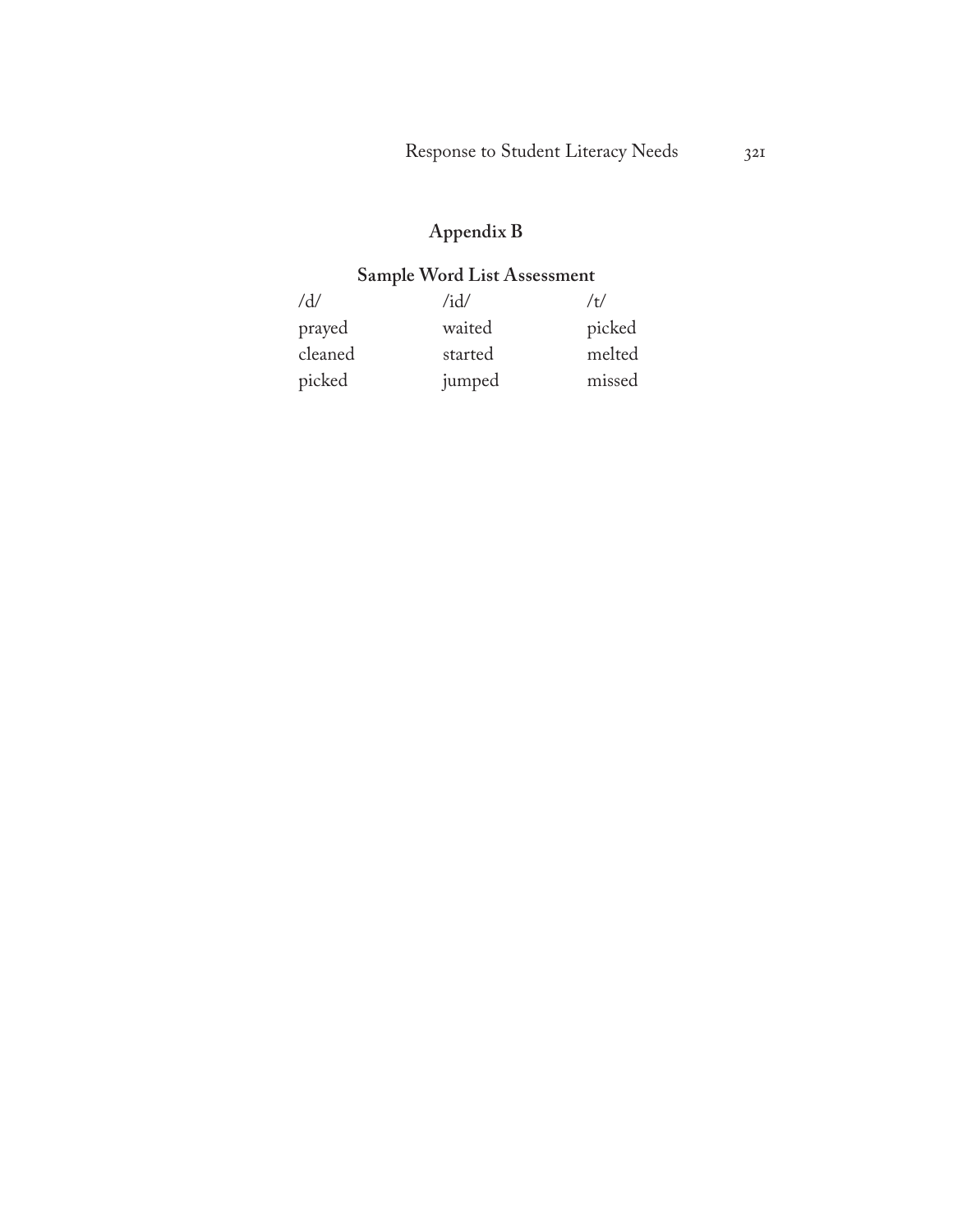## Appendix B

### Sample Word List Assessment

| /d/ | /id/ | /t/ |
| --- | --- | --- |
| prayed | waited | picked |
| cleaned | started | melted |
| picked | jumped | missed |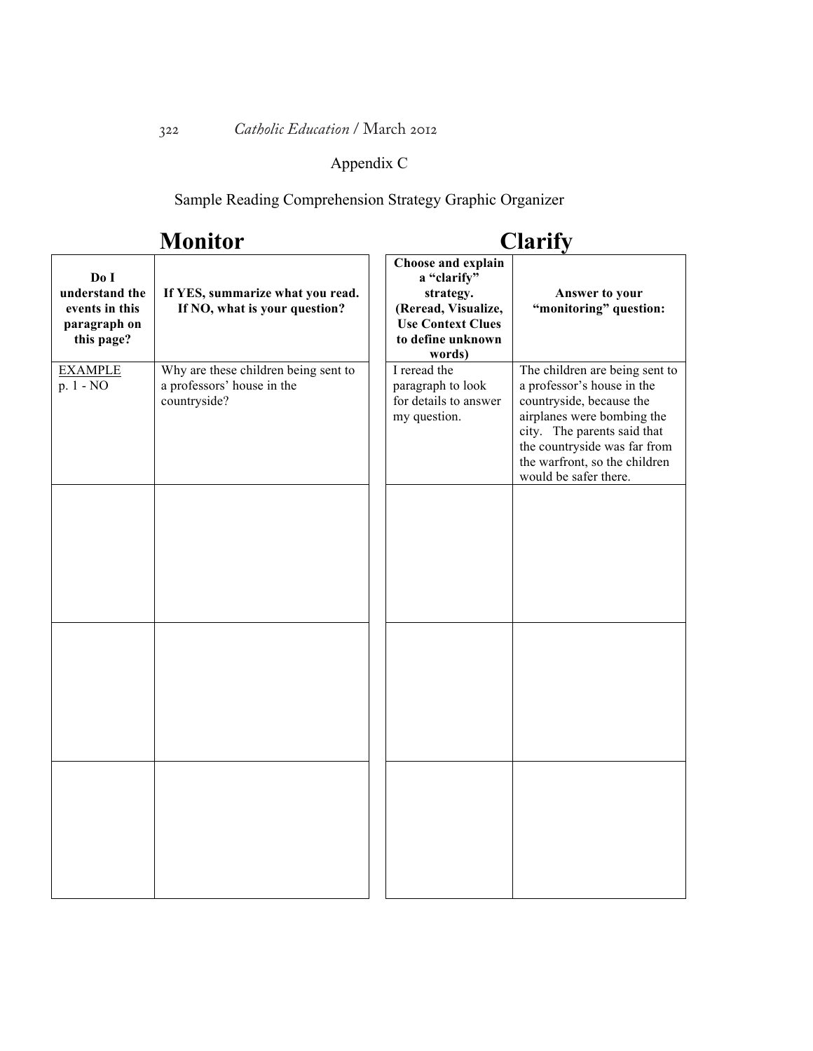Appendix C

Sample Reading Comprehension Strategy Graphic Organizer

| **Monitor** | | **Clarify** | |
|---|---|---|---|
| **Do I understand the events in this paragraph on this page?** | **If YES, summarize what you read. If NO, what is your question?** | **Choose and explain a "clarify" strategy. (Reread, Visualize, Use Context Clues to define unknown words)** | **Answer to your "monitoring" question:** |
| EXAMPLE p. 1 - NO | Why are these children being sent to a professors' house in the countryside? | I reread the paragraph to look for details to answer my question. | The children are being sent to a professor's house in the countryside, because the airplanes were bombing the city. The parents said that the countryside was far from the warfront, so the children would be safer there. |
| | | | |
| | | | |
| | | | |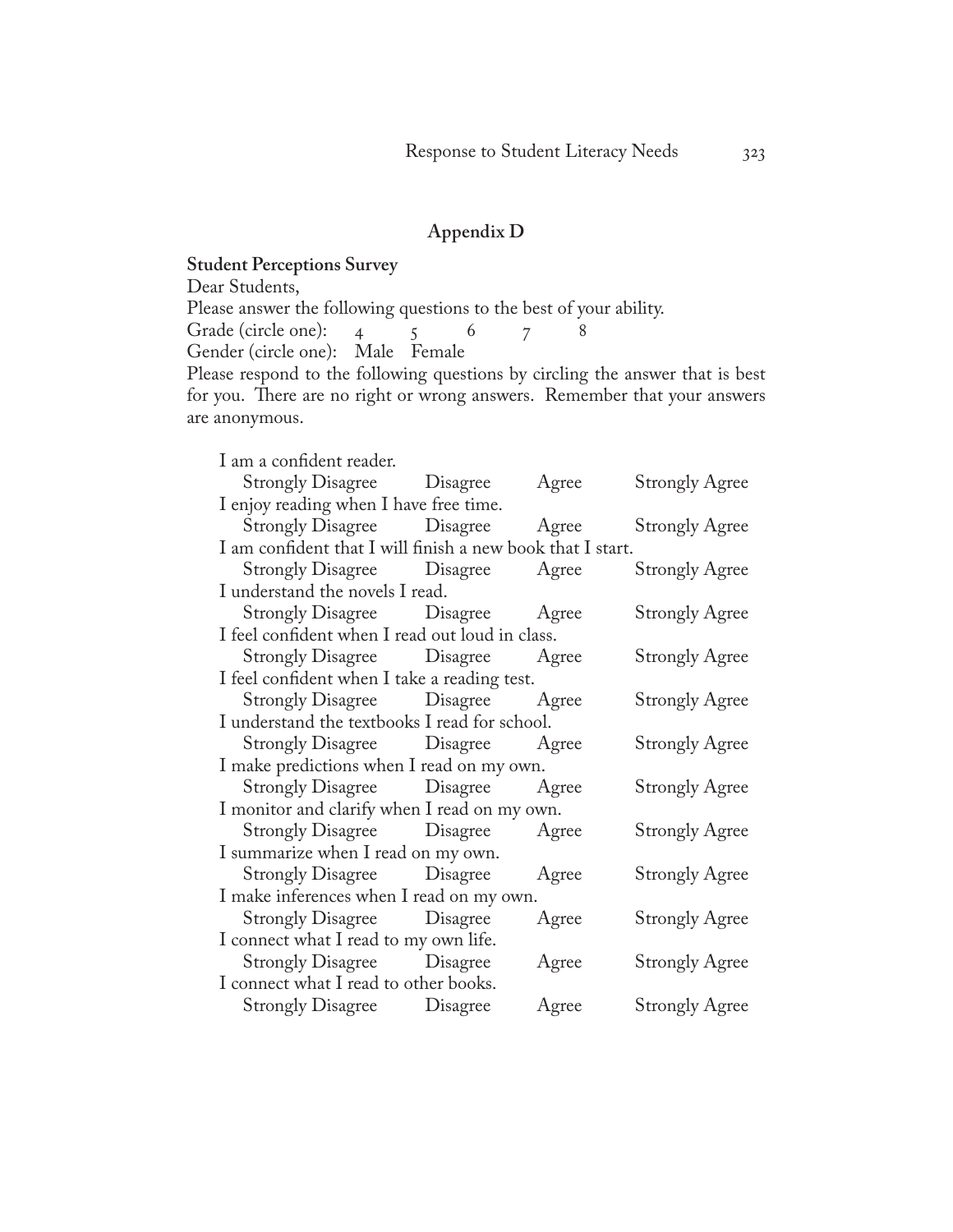## Appendix D

**Student Perceptions Survey**

Dear Students,

Please answer the following questions to the best of your ability.

Grade (circle one): 4 5 6 7 8

Gender (circle one): Male Female

Please respond to the following questions by circling the answer that is best for you. There are no right or wrong answers. Remember that your answers are anonymous.

I am a confident reader.
Strongly Disagree Disagree Agree Strongly Agree

I enjoy reading when I have free time.
Strongly Disagree Disagree Agree Strongly Agree

I am confident that I will finish a new book that I start.
Strongly Disagree Disagree Agree Strongly Agree

I understand the novels I read.
Strongly Disagree Disagree Agree Strongly Agree

I feel confident when I read out loud in class.
Strongly Disagree Disagree Agree Strongly Agree

I feel confident when I take a reading test.
Strongly Disagree Disagree Agree Strongly Agree

I understand the textbooks I read for school.
Strongly Disagree Disagree Agree Strongly Agree

I make predictions when I read on my own.
Strongly Disagree Disagree Agree Strongly Agree

I monitor and clarify when I read on my own.
Strongly Disagree Disagree Agree Strongly Agree

I summarize when I read on my own.
Strongly Disagree Disagree Agree Strongly Agree

I make inferences when I read on my own.
Strongly Disagree Disagree Agree Strongly Agree

I connect what I read to my own life.
Strongly Disagree Disagree Agree Strongly Agree

I connect what I read to other books.
Strongly Disagree Disagree Agree Strongly Agree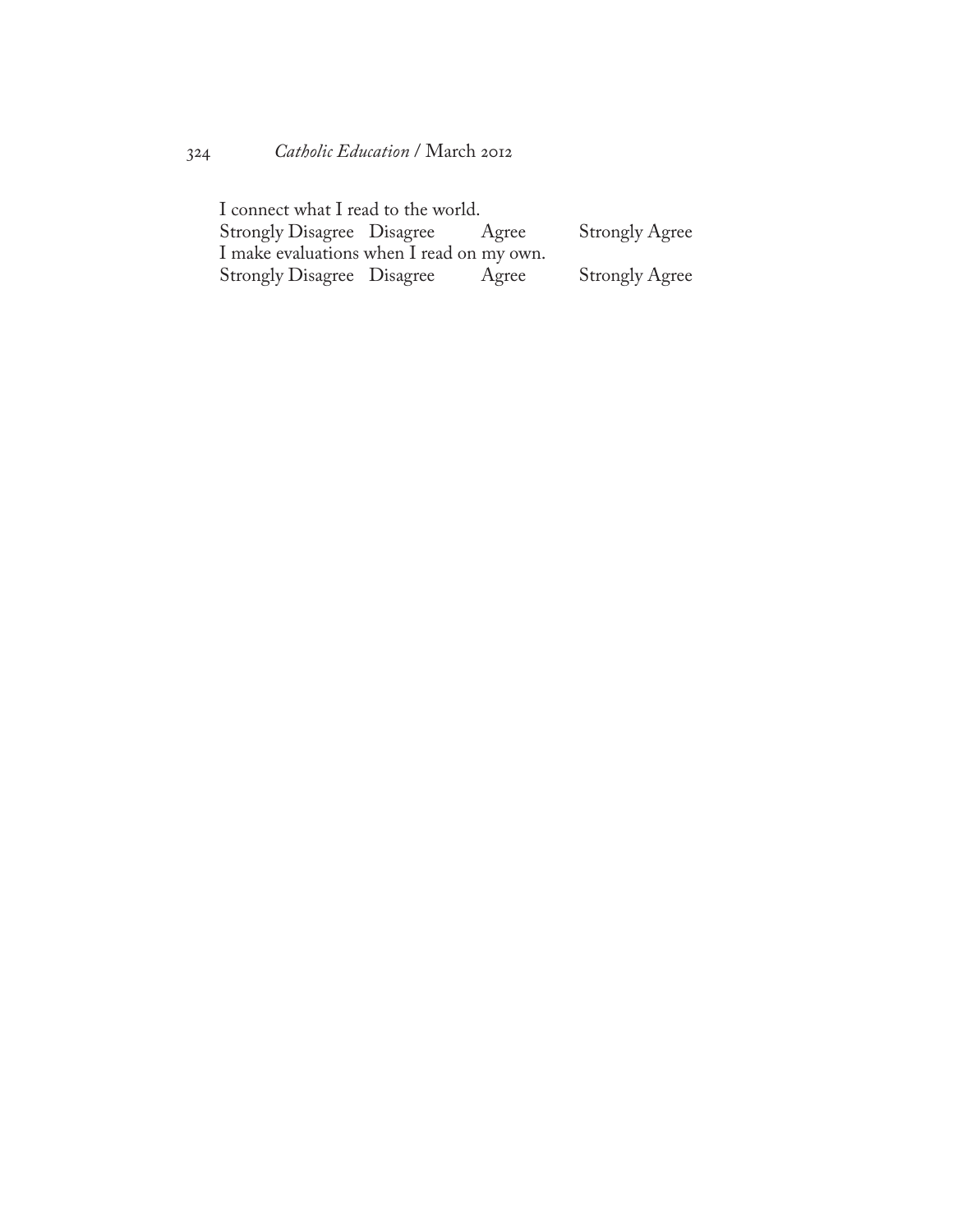I connect what I read to the world.
Strongly Disagree Disagree Agree Strongly Agree
I make evaluations when I read on my own.
Strongly Disagree Disagree Agree Strongly Agree